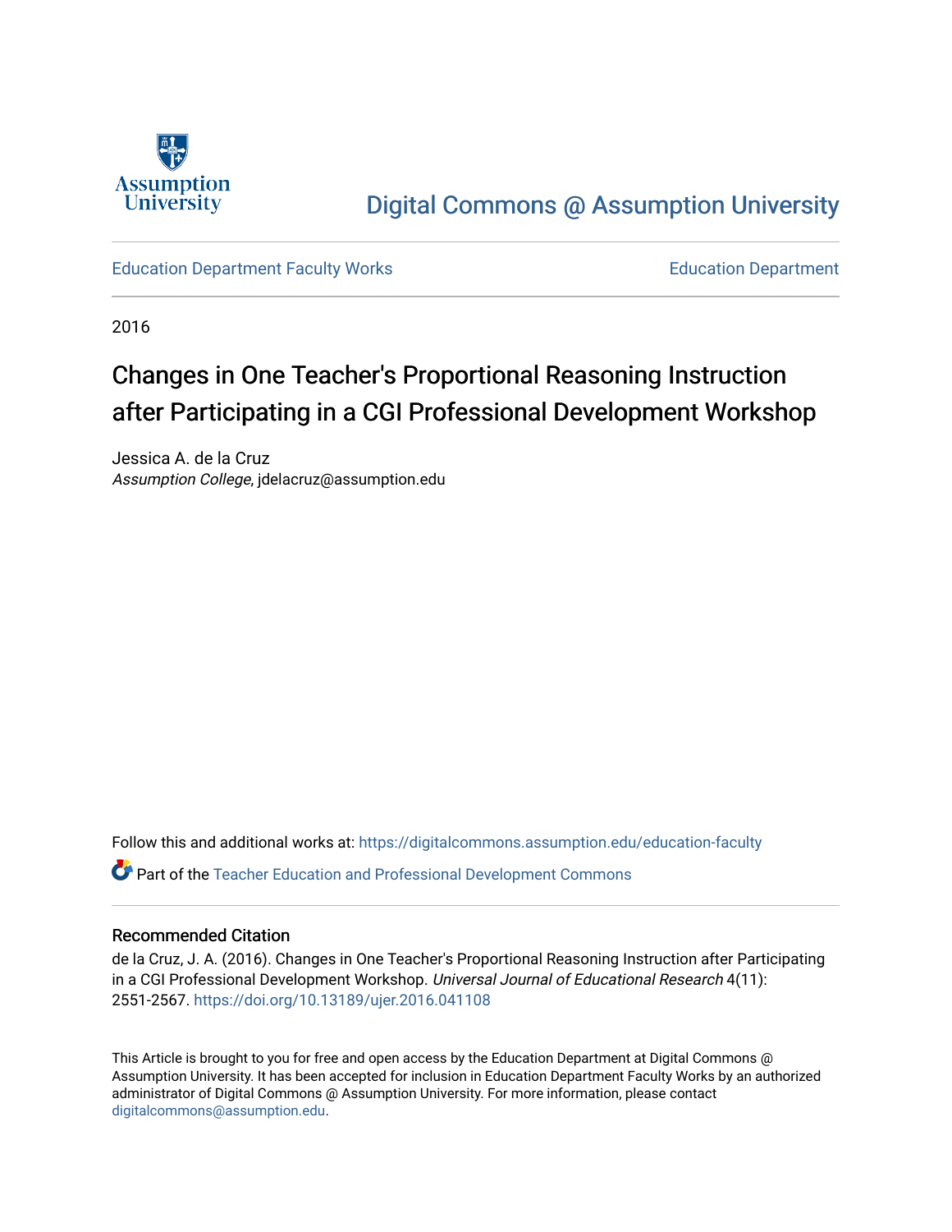Assumption University

Digital Commons @ Assumption University

Education Department Faculty Works

Education Department

2016

# Changes in One Teacher's Proportional Reasoning Instruction after Participating in a CGI Professional Development Workshop

Jessica A. de la Cruz
*Assumption College*, jdelacruz@assumption.edu

Follow this and additional works at: https://digitalcommons.assumption.edu/education-faculty

Part of the Teacher Education and Professional Development Commons

## Recommended Citation

de la Cruz, J. A. (2016). Changes in One Teacher's Proportional Reasoning Instruction after Participating in a CGI Professional Development Workshop. *Universal Journal of Educational Research* 4(11): 2551-2567. https://doi.org/10.13189/ujer.2016.041108

This Article is brought to you for free and open access by the Education Department at Digital Commons @ Assumption University. It has been accepted for inclusion in Education Department Faculty Works by an authorized administrator of Digital Commons @ Assumption University. For more information, please contact digitalcommons@assumption.edu.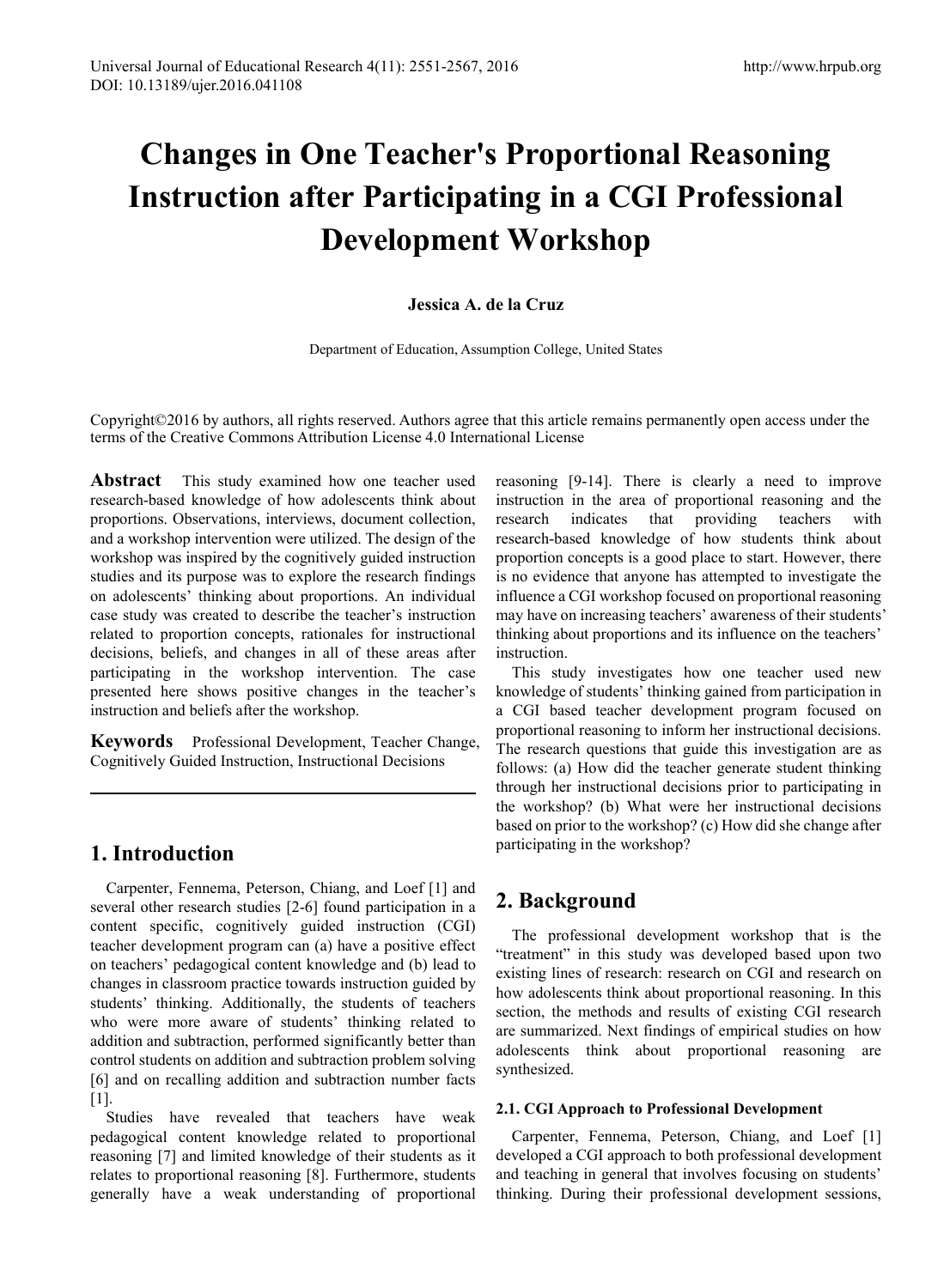# Changes in One Teacher's Proportional Reasoning Instruction after Participating in a CGI Professional Development Workshop

**Jessica A. de la Cruz**

Department of Education, Assumption College, United States

Copyright©2016 by authors, all rights reserved. Authors agree that this article remains permanently open access under the terms of the Creative Commons Attribution License 4.0 International License

**Abstract** This study examined how one teacher used research-based knowledge of how adolescents think about proportions. Observations, interviews, document collection, and a workshop intervention were utilized. The design of the workshop was inspired by the cognitively guided instruction studies and its purpose was to explore the research findings on adolescents' thinking about proportions. An individual case study was created to describe the teacher's instruction related to proportion concepts, rationales for instructional decisions, beliefs, and changes in all of these areas after participating in the workshop intervention. The case presented here shows positive changes in the teacher's instruction and beliefs after the workshop.

**Keywords** Professional Development, Teacher Change, Cognitively Guided Instruction, Instructional Decisions

## 1. Introduction

Carpenter, Fennema, Peterson, Chiang, and Loef [1] and several other research studies [2-6] found participation in a content specific, cognitively guided instruction (CGI) teacher development program can (a) have a positive effect on teachers' pedagogical content knowledge and (b) lead to changes in classroom practice towards instruction guided by students' thinking. Additionally, the students of teachers who were more aware of students' thinking related to addition and subtraction, performed significantly better than control students on addition and subtraction problem solving [6] and on recalling addition and subtraction number facts [1].

Studies have revealed that teachers have weak pedagogical content knowledge related to proportional reasoning [7] and limited knowledge of their students as it relates to proportional reasoning [8]. Furthermore, students generally have a weak understanding of proportional reasoning [9-14]. There is clearly a need to improve instruction in the area of proportional reasoning and the research indicates that providing teachers with research-based knowledge of how students think about proportion concepts is a good place to start. However, there is no evidence that anyone has attempted to investigate the influence a CGI workshop focused on proportional reasoning may have on increasing teachers' awareness of their students' thinking about proportions and its influence on the teachers' instruction.

This study investigates how one teacher used new knowledge of students' thinking gained from participation in a CGI based teacher development program focused on proportional reasoning to inform her instructional decisions. The research questions that guide this investigation are as follows: (a) How did the teacher generate student thinking through her instructional decisions prior to participating in the workshop? (b) What were her instructional decisions based on prior to the workshop? (c) How did she change after participating in the workshop?

## 2. Background

The professional development workshop that is the "treatment" in this study was developed based upon two existing lines of research: research on CGI and research on how adolescents think about proportional reasoning. In this section, the methods and results of existing CGI research are summarized. Next findings of empirical studies on how adolescents think about proportional reasoning are synthesized.

### 2.1. CGI Approach to Professional Development

Carpenter, Fennema, Peterson, Chiang, and Loef [1] developed a CGI approach to both professional development and teaching in general that involves focusing on students' thinking. During their professional development sessions,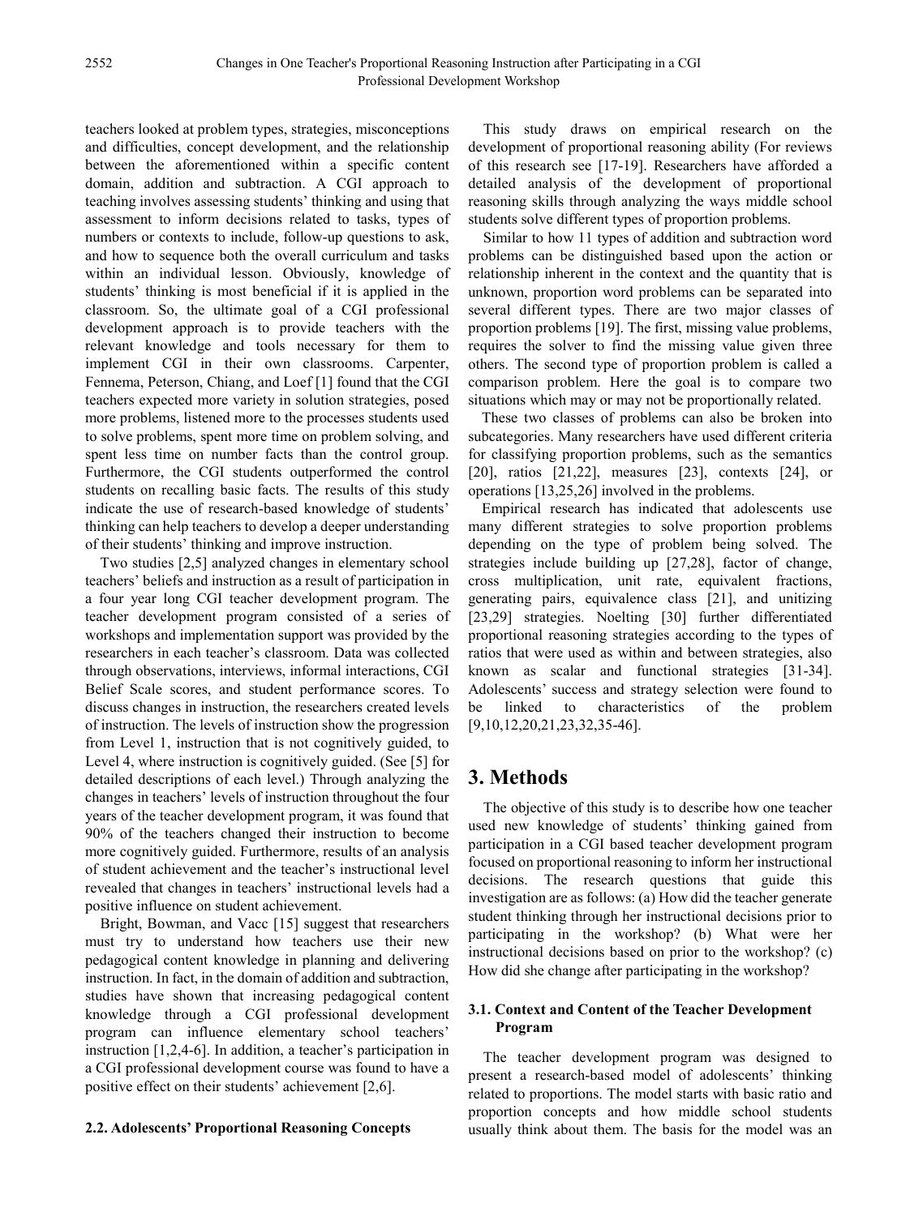teachers looked at problem types, strategies, misconceptions and difficulties, concept development, and the relationship between the aforementioned within a specific content domain, addition and subtraction. A CGI approach to teaching involves assessing students' thinking and using that assessment to inform decisions related to tasks, types of numbers or contexts to include, follow-up questions to ask, and how to sequence both the overall curriculum and tasks within an individual lesson. Obviously, knowledge of students' thinking is most beneficial if it is applied in the classroom. So, the ultimate goal of a CGI professional development approach is to provide teachers with the relevant knowledge and tools necessary for them to implement CGI in their own classrooms. Carpenter, Fennema, Peterson, Chiang, and Loef [1] found that the CGI teachers expected more variety in solution strategies, posed more problems, listened more to the processes students used to solve problems, spent more time on problem solving, and spent less time on number facts than the control group. Furthermore, the CGI students outperformed the control students on recalling basic facts. The results of this study indicate the use of research-based knowledge of students' thinking can help teachers to develop a deeper understanding of their students' thinking and improve instruction.

Two studies [2,5] analyzed changes in elementary school teachers' beliefs and instruction as a result of participation in a four year long CGI teacher development program. The teacher development program consisted of a series of workshops and implementation support was provided by the researchers in each teacher's classroom. Data was collected through observations, interviews, informal interactions, CGI Belief Scale scores, and student performance scores. To discuss changes in instruction, the researchers created levels of instruction. The levels of instruction show the progression from Level 1, instruction that is not cognitively guided, to Level 4, where instruction is cognitively guided. (See [5] for detailed descriptions of each level.) Through analyzing the changes in teachers' levels of instruction throughout the four years of the teacher development program, it was found that 90% of the teachers changed their instruction to become more cognitively guided. Furthermore, results of an analysis of student achievement and the teacher's instructional level revealed that changes in teachers' instructional levels had a positive influence on student achievement.

Bright, Bowman, and Vacc [15] suggest that researchers must try to understand how teachers use their new pedagogical content knowledge in planning and delivering instruction. In fact, in the domain of addition and subtraction, studies have shown that increasing pedagogical content knowledge through a CGI professional development program can influence elementary school teachers' instruction [1,2,4-6]. In addition, a teacher's participation in a CGI professional development course was found to have a positive effect on their students' achievement [2,6].

### 2.2. Adolescents' Proportional Reasoning Concepts

This study draws on empirical research on the development of proportional reasoning ability (For reviews of this research see [17-19]. Researchers have afforded a detailed analysis of the development of proportional reasoning skills through analyzing the ways middle school students solve different types of proportion problems.

Similar to how 11 types of addition and subtraction word problems can be distinguished based upon the action or relationship inherent in the context and the quantity that is unknown, proportion word problems can be separated into several different types. There are two major classes of proportion problems [19]. The first, missing value problems, requires the solver to find the missing value given three others. The second type of proportion problem is called a comparison problem. Here the goal is to compare two situations which may or may not be proportionally related.

These two classes of problems can also be broken into subcategories. Many researchers have used different criteria for classifying proportion problems, such as the semantics [20], ratios [21,22], measures [23], contexts [24], or operations [13,25,26] involved in the problems.

Empirical research has indicated that adolescents use many different strategies to solve proportion problems depending on the type of problem being solved. The strategies include building up [27,28], factor of change, cross multiplication, unit rate, equivalent fractions, generating pairs, equivalence class [21], and unitizing [23,29] strategies. Noelting [30] further differentiated proportional reasoning strategies according to the types of ratios that were used as within and between strategies, also known as scalar and functional strategies [31-34]. Adolescents' success and strategy selection were found to be linked to characteristics of the problem [9,10,12,20,21,23,32,35-46].

## 3. Methods

The objective of this study is to describe how one teacher used new knowledge of students' thinking gained from participation in a CGI based teacher development program focused on proportional reasoning to inform her instructional decisions. The research questions that guide this investigation are as follows: (a) How did the teacher generate student thinking through her instructional decisions prior to participating in the workshop? (b) What were her instructional decisions based on prior to the workshop? (c) How did she change after participating in the workshop?

### 3.1. Context and Content of the Teacher Development Program

The teacher development program was designed to present a research-based model of adolescents' thinking related to proportions. The model starts with basic ratio and proportion concepts and how middle school students usually think about them. The basis for the model was an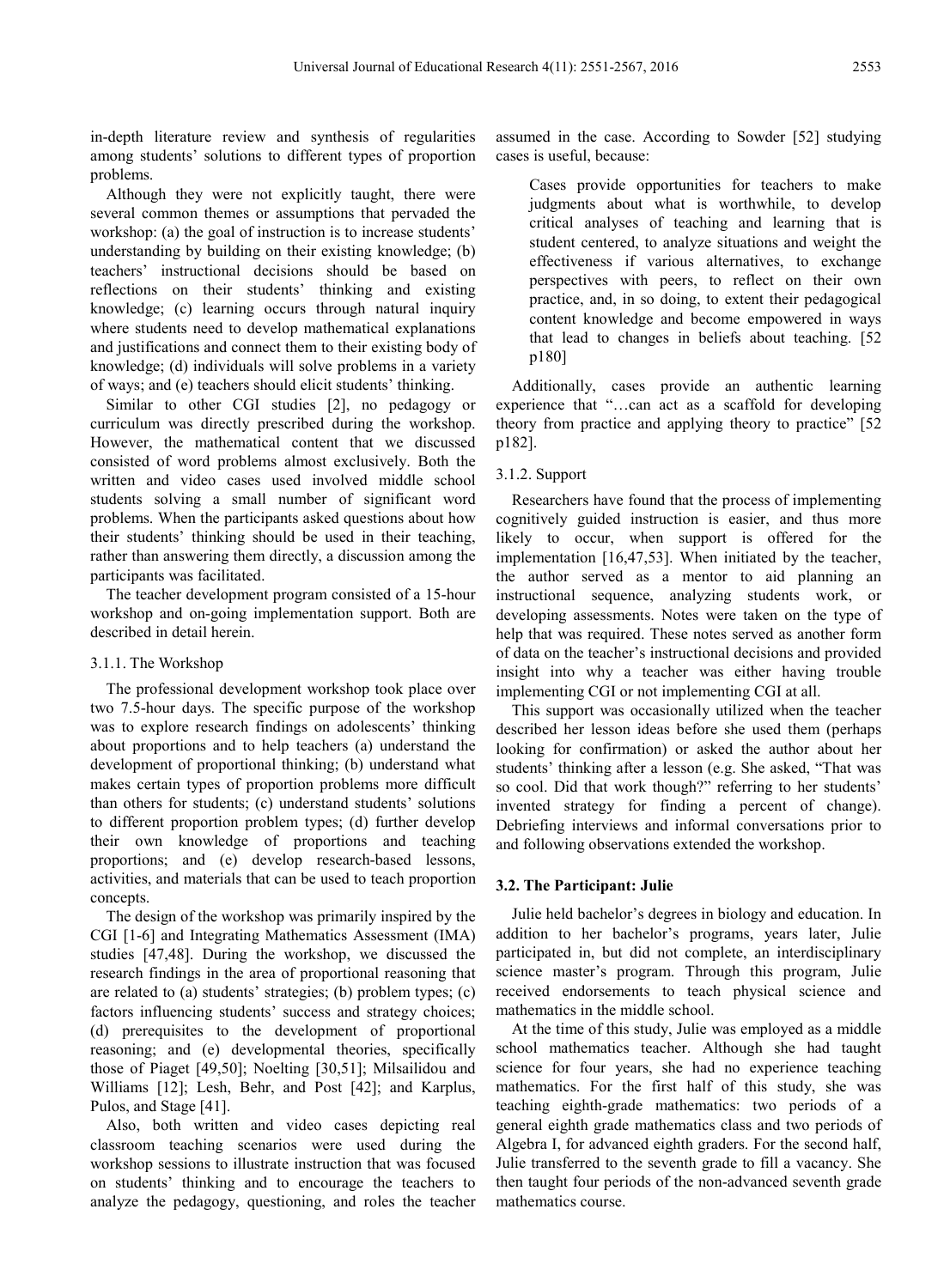in-depth literature review and synthesis of regularities among students' solutions to different types of proportion problems.

Although they were not explicitly taught, there were several common themes or assumptions that pervaded the workshop: (a) the goal of instruction is to increase students' understanding by building on their existing knowledge; (b) teachers' instructional decisions should be based on reflections on their students' thinking and existing knowledge; (c) learning occurs through natural inquiry where students need to develop mathematical explanations and justifications and connect them to their existing body of knowledge; (d) individuals will solve problems in a variety of ways; and (e) teachers should elicit students' thinking.

Similar to other CGI studies [2], no pedagogy or curriculum was directly prescribed during the workshop. However, the mathematical content that we discussed consisted of word problems almost exclusively. Both the written and video cases used involved middle school students solving a small number of significant word problems. When the participants asked questions about how their students' thinking should be used in their teaching, rather than answering them directly, a discussion among the participants was facilitated.

The teacher development program consisted of a 15-hour workshop and on-going implementation support. Both are described in detail herein.

#### 3.1.1. The Workshop

The professional development workshop took place over two 7.5-hour days. The specific purpose of the workshop was to explore research findings on adolescents' thinking about proportions and to help teachers (a) understand the development of proportional thinking; (b) understand what makes certain types of proportion problems more difficult than others for students; (c) understand students' solutions to different proportion problem types; (d) further develop their own knowledge of proportions and teaching proportions; and (e) develop research-based lessons, activities, and materials that can be used to teach proportion concepts.

The design of the workshop was primarily inspired by the CGI [1-6] and Integrating Mathematics Assessment (IMA) studies [47,48]. During the workshop, we discussed the research findings in the area of proportional reasoning that are related to (a) students' strategies; (b) problem types; (c) factors influencing students' success and strategy choices; (d) prerequisites to the development of proportional reasoning; and (e) developmental theories, specifically those of Piaget [49,50]; Noelting [30,51]; Milsailidou and Williams [12]; Lesh, Behr, and Post [42]; and Karplus, Pulos, and Stage [41].

Also, both written and video cases depicting real classroom teaching scenarios were used during the workshop sessions to illustrate instruction that was focused on students' thinking and to encourage the teachers to analyze the pedagogy, questioning, and roles the teacher assumed in the case. According to Sowder [52] studying cases is useful, because:

> Cases provide opportunities for teachers to make judgments about what is worthwhile, to develop critical analyses of teaching and learning that is student centered, to analyze situations and weight the effectiveness if various alternatives, to exchange perspectives with peers, to reflect on their own practice, and, in so doing, to extent their pedagogical content knowledge and become empowered in ways that lead to changes in beliefs about teaching. [52 p180]

Additionally, cases provide an authentic learning experience that "…can act as a scaffold for developing theory from practice and applying theory to practice" [52 p182].

#### 3.1.2. Support

Researchers have found that the process of implementing cognitively guided instruction is easier, and thus more likely to occur, when support is offered for the implementation [16,47,53]. When initiated by the teacher, the author served as a mentor to aid planning an instructional sequence, analyzing students work, or developing assessments. Notes were taken on the type of help that was required. These notes served as another form of data on the teacher's instructional decisions and provided insight into why a teacher was either having trouble implementing CGI or not implementing CGI at all.

This support was occasionally utilized when the teacher described her lesson ideas before she used them (perhaps looking for confirmation) or asked the author about her students' thinking after a lesson (e.g. She asked, "That was so cool. Did that work though?" referring to her students' invented strategy for finding a percent of change). Debriefing interviews and informal conversations prior to and following observations extended the workshop.

### 3.2. The Participant: Julie

Julie held bachelor's degrees in biology and education. In addition to her bachelor's programs, years later, Julie participated in, but did not complete, an interdisciplinary science master's program. Through this program, Julie received endorsements to teach physical science and mathematics in the middle school.

At the time of this study, Julie was employed as a middle school mathematics teacher. Although she had taught science for four years, she had no experience teaching mathematics. For the first half of this study, she was teaching eighth-grade mathematics: two periods of a general eighth grade mathematics class and two periods of Algebra I, for advanced eighth graders. For the second half, Julie transferred to the seventh grade to fill a vacancy. She then taught four periods of the non-advanced seventh grade mathematics course.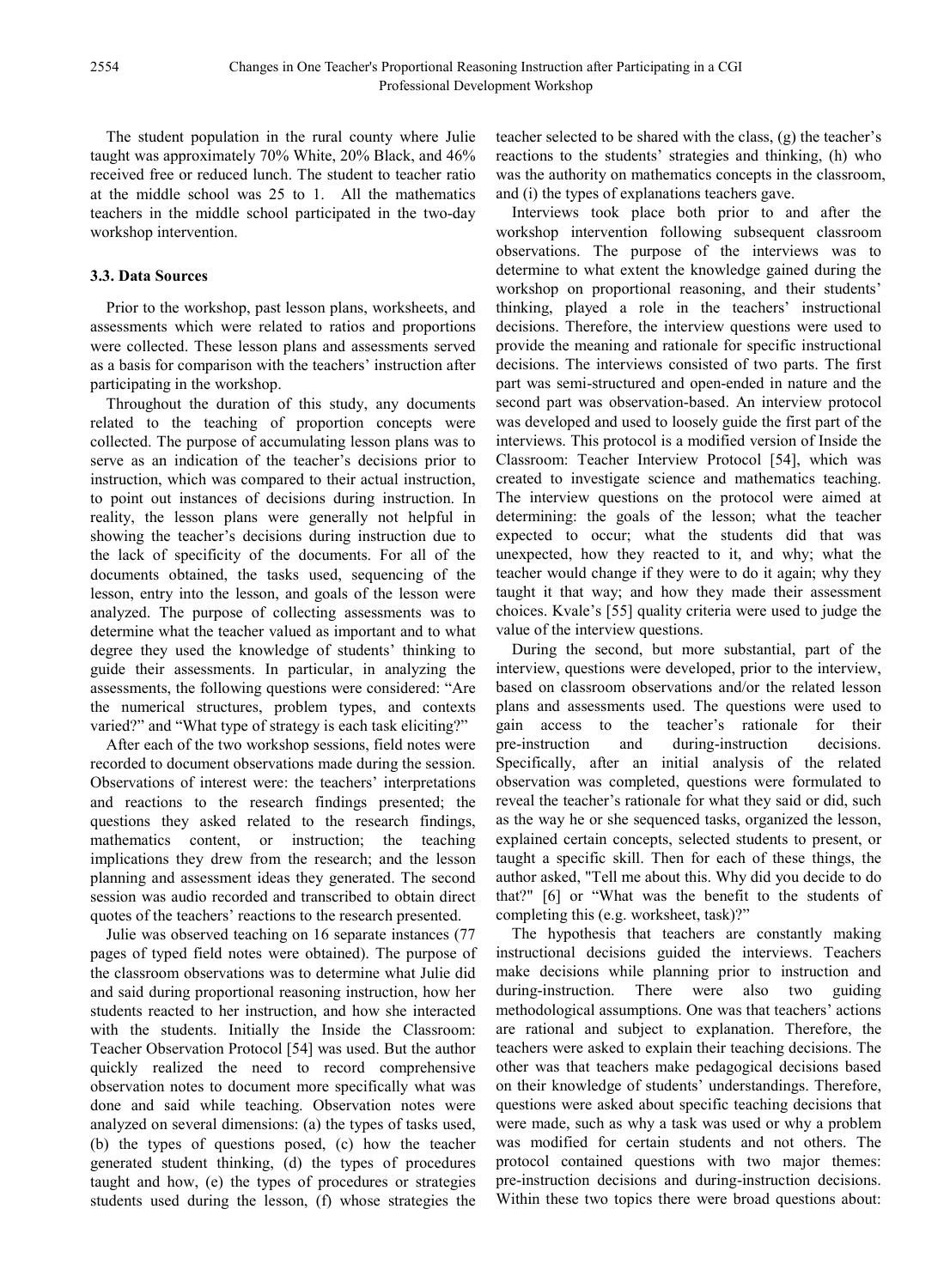The student population in the rural county where Julie taught was approximately 70% White, 20% Black, and 46% received free or reduced lunch. The student to teacher ratio at the middle school was 25 to 1. All the mathematics teachers in the middle school participated in the two-day workshop intervention.

### 3.3. Data Sources

Prior to the workshop, past lesson plans, worksheets, and assessments which were related to ratios and proportions were collected. These lesson plans and assessments served as a basis for comparison with the teachers' instruction after participating in the workshop.

Throughout the duration of this study, any documents related to the teaching of proportion concepts were collected. The purpose of accumulating lesson plans was to serve as an indication of the teacher's decisions prior to instruction, which was compared to their actual instruction, to point out instances of decisions during instruction. In reality, the lesson plans were generally not helpful in showing the teacher's decisions during instruction due to the lack of specificity of the documents. For all of the documents obtained, the tasks used, sequencing of the lesson, entry into the lesson, and goals of the lesson were analyzed. The purpose of collecting assessments was to determine what the teacher valued as important and to what degree they used the knowledge of students' thinking to guide their assessments. In particular, in analyzing the assessments, the following questions were considered: "Are the numerical structures, problem types, and contexts varied?" and "What type of strategy is each task eliciting?"

After each of the two workshop sessions, field notes were recorded to document observations made during the session. Observations of interest were: the teachers' interpretations and reactions to the research findings presented; the questions they asked related to the research findings, mathematics content, or instruction; the teaching implications they drew from the research; and the lesson planning and assessment ideas they generated. The second session was audio recorded and transcribed to obtain direct quotes of the teachers' reactions to the research presented.

Julie was observed teaching on 16 separate instances (77 pages of typed field notes were obtained). The purpose of the classroom observations was to determine what Julie did and said during proportional reasoning instruction, how her students reacted to her instruction, and how she interacted with the students. Initially the Inside the Classroom: Teacher Observation Protocol [54] was used. But the author quickly realized the need to record comprehensive observation notes to document more specifically what was done and said while teaching. Observation notes were analyzed on several dimensions: (a) the types of tasks used, (b) the types of questions posed, (c) how the teacher generated student thinking, (d) the types of procedures taught and how, (e) the types of procedures or strategies students used during the lesson, (f) whose strategies the teacher selected to be shared with the class, (g) the teacher's reactions to the students' strategies and thinking, (h) who was the authority on mathematics concepts in the classroom, and (i) the types of explanations teachers gave.

Interviews took place both prior to and after the workshop intervention following subsequent classroom observations. The purpose of the interviews was to determine to what extent the knowledge gained during the workshop on proportional reasoning, and their students' thinking, played a role in the teachers' instructional decisions. Therefore, the interview questions were used to provide the meaning and rationale for specific instructional decisions. The interviews consisted of two parts. The first part was semi-structured and open-ended in nature and the second part was observation-based. An interview protocol was developed and used to loosely guide the first part of the interviews. This protocol is a modified version of Inside the Classroom: Teacher Interview Protocol [54], which was created to investigate science and mathematics teaching. The interview questions on the protocol were aimed at determining: the goals of the lesson; what the teacher expected to occur; what the students did that was unexpected, how they reacted to it, and why; what the teacher would change if they were to do it again; why they taught it that way; and how they made their assessment choices. Kvale's [55] quality criteria were used to judge the value of the interview questions.

During the second, but more substantial, part of the interview, questions were developed, prior to the interview, based on classroom observations and/or the related lesson plans and assessments used. The questions were used to gain access to the teacher's rationale for their pre-instruction and during-instruction decisions. Specifically, after an initial analysis of the related observation was completed, questions were formulated to reveal the teacher's rationale for what they said or did, such as the way he or she sequenced tasks, organized the lesson, explained certain concepts, selected students to present, or taught a specific skill. Then for each of these things, the author asked, "Tell me about this. Why did you decide to do that?" [6] or "What was the benefit to the students of completing this (e.g. worksheet, task)?"

The hypothesis that teachers are constantly making instructional decisions guided the interviews. Teachers make decisions while planning prior to instruction and during-instruction. There were also two guiding methodological assumptions. One was that teachers' actions are rational and subject to explanation. Therefore, the teachers were asked to explain their teaching decisions. The other was that teachers make pedagogical decisions based on their knowledge of students' understandings. Therefore, questions were asked about specific teaching decisions that were made, such as why a task was used or why a problem was modified for certain students and not others. The protocol contained questions with two major themes: pre-instruction decisions and during-instruction decisions. Within these two topics there were broad questions about: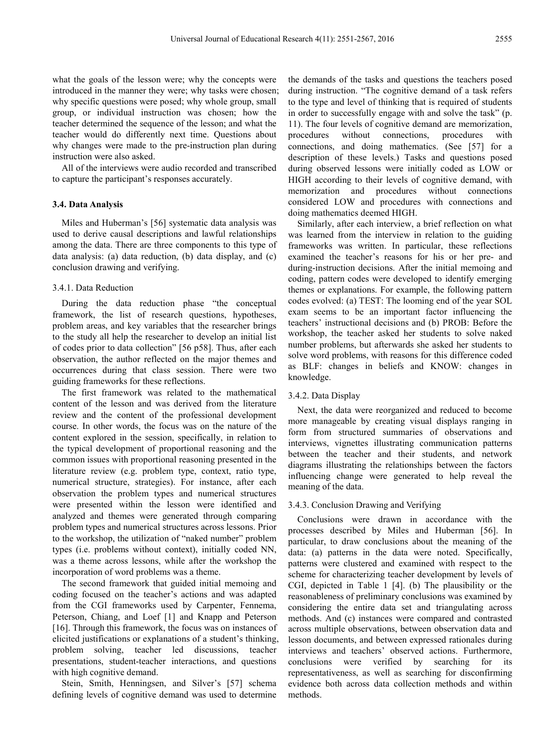what the goals of the lesson were; why the concepts were introduced in the manner they were; why tasks were chosen; why specific questions were posed; why whole group, small group, or individual instruction was chosen; how the teacher determined the sequence of the lesson; and what the teacher would do differently next time. Questions about why changes were made to the pre-instruction plan during instruction were also asked.

All of the interviews were audio recorded and transcribed to capture the participant's responses accurately.

### 3.4. Data Analysis

Miles and Huberman's [56] systematic data analysis was used to derive causal descriptions and lawful relationships among the data. There are three components to this type of data analysis: (a) data reduction, (b) data display, and (c) conclusion drawing and verifying.

#### 3.4.1. Data Reduction

During the data reduction phase "the conceptual framework, the list of research questions, hypotheses, problem areas, and key variables that the researcher brings to the study all help the researcher to develop an initial list of codes prior to data collection" [56 p58]. Thus, after each observation, the author reflected on the major themes and occurrences during that class session. There were two guiding frameworks for these reflections.

The first framework was related to the mathematical content of the lesson and was derived from the literature review and the content of the professional development course. In other words, the focus was on the nature of the content explored in the session, specifically, in relation to the typical development of proportional reasoning and the common issues with proportional reasoning presented in the literature review (e.g. problem type, context, ratio type, numerical structure, strategies). For instance, after each observation the problem types and numerical structures were presented within the lesson were identified and analyzed and themes were generated through comparing problem types and numerical structures across lessons. Prior to the workshop, the utilization of "naked number" problem types (i.e. problems without context), initially coded NN, was a theme across lessons, while after the workshop the incorporation of word problems was a theme.

The second framework that guided initial memoing and coding focused on the teacher's actions and was adapted from the CGI frameworks used by Carpenter, Fennema, Peterson, Chiang, and Loef [1] and Knapp and Peterson [16]. Through this framework, the focus was on instances of elicited justifications or explanations of a student's thinking, problem solving, teacher led discussions, teacher presentations, student-teacher interactions, and questions with high cognitive demand.

Stein, Smith, Henningsen, and Silver's [57] schema defining levels of cognitive demand was used to determine the demands of the tasks and questions the teachers posed during instruction. "The cognitive demand of a task refers to the type and level of thinking that is required of students in order to successfully engage with and solve the task" (p. 11). The four levels of cognitive demand are memorization, procedures without connections, procedures with connections, and doing mathematics. (See [57] for a description of these levels.) Tasks and questions posed during observed lessons were initially coded as LOW or HIGH according to their levels of cognitive demand, with memorization and procedures without connections considered LOW and procedures with connections and doing mathematics deemed HIGH.

Similarly, after each interview, a brief reflection on what was learned from the interview in relation to the guiding frameworks was written. In particular, these reflections examined the teacher's reasons for his or her pre- and during-instruction decisions. After the initial memoing and coding, pattern codes were developed to identify emerging themes or explanations. For example, the following pattern codes evolved: (a) TEST: The looming end of the year SOL exam seems to be an important factor influencing the teachers' instructional decisions and (b) PROB: Before the workshop, the teacher asked her students to solve naked number problems, but afterwards she asked her students to solve word problems, with reasons for this difference coded as BLF: changes in beliefs and KNOW: changes in knowledge.

#### 3.4.2. Data Display

Next, the data were reorganized and reduced to become more manageable by creating visual displays ranging in form from structured summaries of observations and interviews, vignettes illustrating communication patterns between the teacher and their students, and network diagrams illustrating the relationships between the factors influencing change were generated to help reveal the meaning of the data.

#### 3.4.3. Conclusion Drawing and Verifying

Conclusions were drawn in accordance with the processes described by Miles and Huberman [56]. In particular, to draw conclusions about the meaning of the data: (a) patterns in the data were noted. Specifically, patterns were clustered and examined with respect to the scheme for characterizing teacher development by levels of CGI, depicted in Table 1 [4]. (b) The plausibility or the reasonableness of preliminary conclusions was examined by considering the entire data set and triangulating across methods. And (c) instances were compared and contrasted across multiple observations, between observation data and lesson documents, and between expressed rationales during interviews and teachers' observed actions. Furthermore, conclusions were verified by searching for its representativeness, as well as searching for disconfirming evidence both across data collection methods and within methods.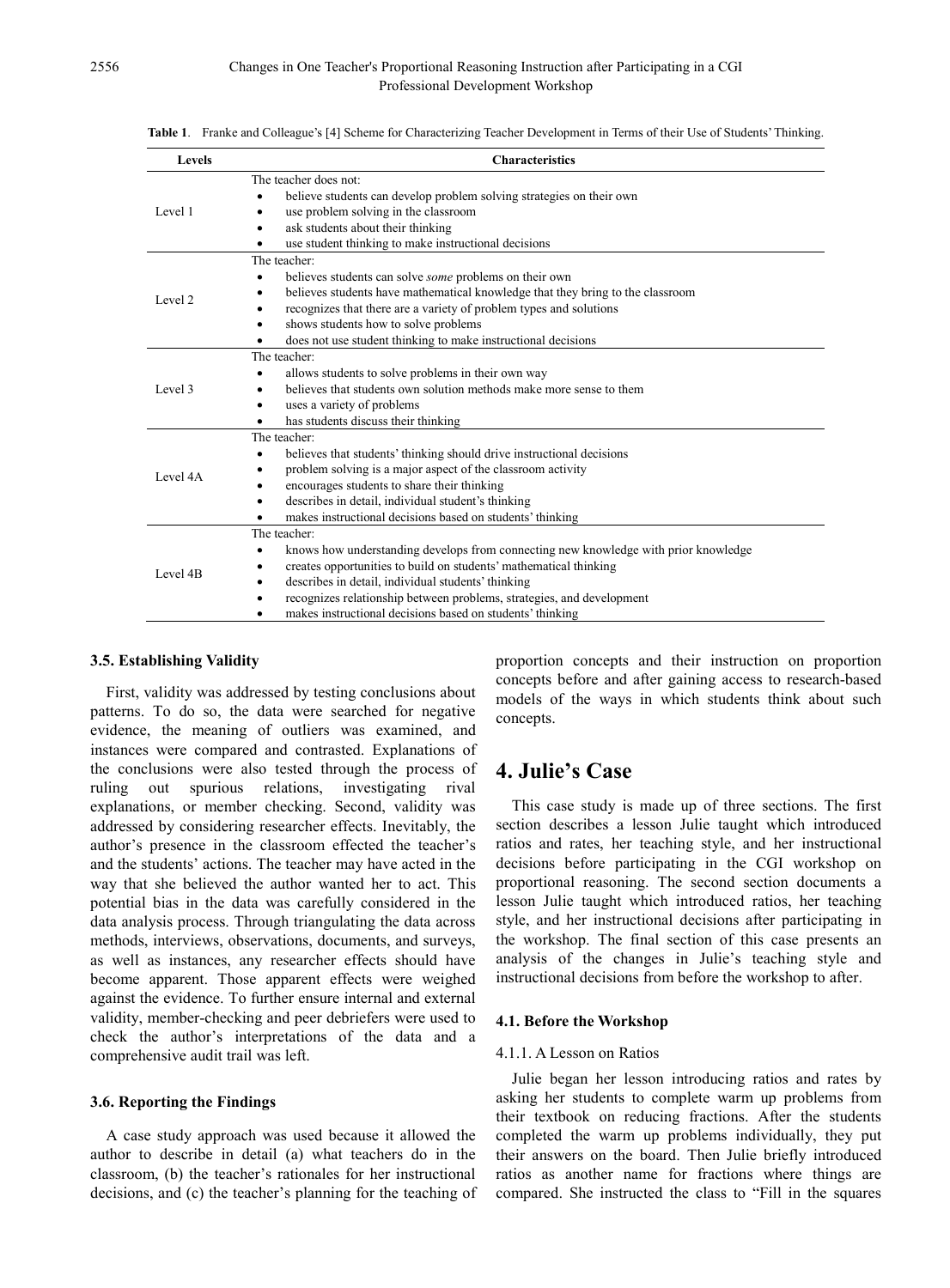**Table 1**. Franke and Colleague's [4] Scheme for Characterizing Teacher Development in Terms of their Use of Students' Thinking.

| Levels | Characteristics |
|---|---|
| Level 1 | The teacher does not:<br>• believe students can develop problem solving strategies on their own<br>• use problem solving in the classroom<br>• ask students about their thinking<br>• use student thinking to make instructional decisions |
| Level 2 | The teacher:<br>• believes students can solve *some* problems on their own<br>• believes students have mathematical knowledge that they bring to the classroom<br>• recognizes that there are a variety of problem types and solutions<br>• shows students how to solve problems<br>• does not use student thinking to make instructional decisions |
| Level 3 | The teacher:<br>• allows students to solve problems in their own way<br>• believes that students own solution methods make more sense to them<br>• uses a variety of problems<br>• has students discuss their thinking |
| Level 4A | The teacher:<br>• believes that students' thinking should drive instructional decisions<br>• problem solving is a major aspect of the classroom activity<br>• encourages students to share their thinking<br>• describes in detail, individual student's thinking<br>• makes instructional decisions based on students' thinking |
| Level 4B | The teacher:<br>• knows how understanding develops from connecting new knowledge with prior knowledge<br>• creates opportunities to build on students' mathematical thinking<br>• describes in detail, individual students' thinking<br>• recognizes relationship between problems, strategies, and development<br>• makes instructional decisions based on students' thinking |

### 3.5. Establishing Validity

First, validity was addressed by testing conclusions about patterns. To do so, the data were searched for negative evidence, the meaning of outliers was examined, and instances were compared and contrasted. Explanations of the conclusions were also tested through the process of ruling out spurious relations, investigating rival explanations, or member checking. Second, validity was addressed by considering researcher effects. Inevitably, the author's presence in the classroom effected the teacher's and the students' actions. The teacher may have acted in the way that she believed the author wanted her to act. This potential bias in the data was carefully considered in the data analysis process. Through triangulating the data across methods, interviews, observations, documents, and surveys, as well as instances, any researcher effects should have become apparent. Those apparent effects were weighed against the evidence. To further ensure internal and external validity, member-checking and peer debriefers were used to check the author's interpretations of the data and a comprehensive audit trail was left.

### 3.6. Reporting the Findings

A case study approach was used because it allowed the author to describe in detail (a) what teachers do in the classroom, (b) the teacher's rationales for her instructional decisions, and (c) the teacher's planning for the teaching of proportion concepts and their instruction on proportion concepts before and after gaining access to research-based models of the ways in which students think about such concepts.

## 4. Julie's Case

This case study is made up of three sections. The first section describes a lesson Julie taught which introduced ratios and rates, her teaching style, and her instructional decisions before participating in the CGI workshop on proportional reasoning. The second section documents a lesson Julie taught which introduced ratios, her teaching style, and her instructional decisions after participating in the workshop. The final section of this case presents an analysis of the changes in Julie's teaching style and instructional decisions from before the workshop to after.

### 4.1. Before the Workshop

#### 4.1.1. A Lesson on Ratios

Julie began her lesson introducing ratios and rates by asking her students to complete warm up problems from their textbook on reducing fractions. After the students completed the warm up problems individually, they put their answers on the board. Then Julie briefly introduced ratios as another name for fractions where things are compared. She instructed the class to "Fill in the squares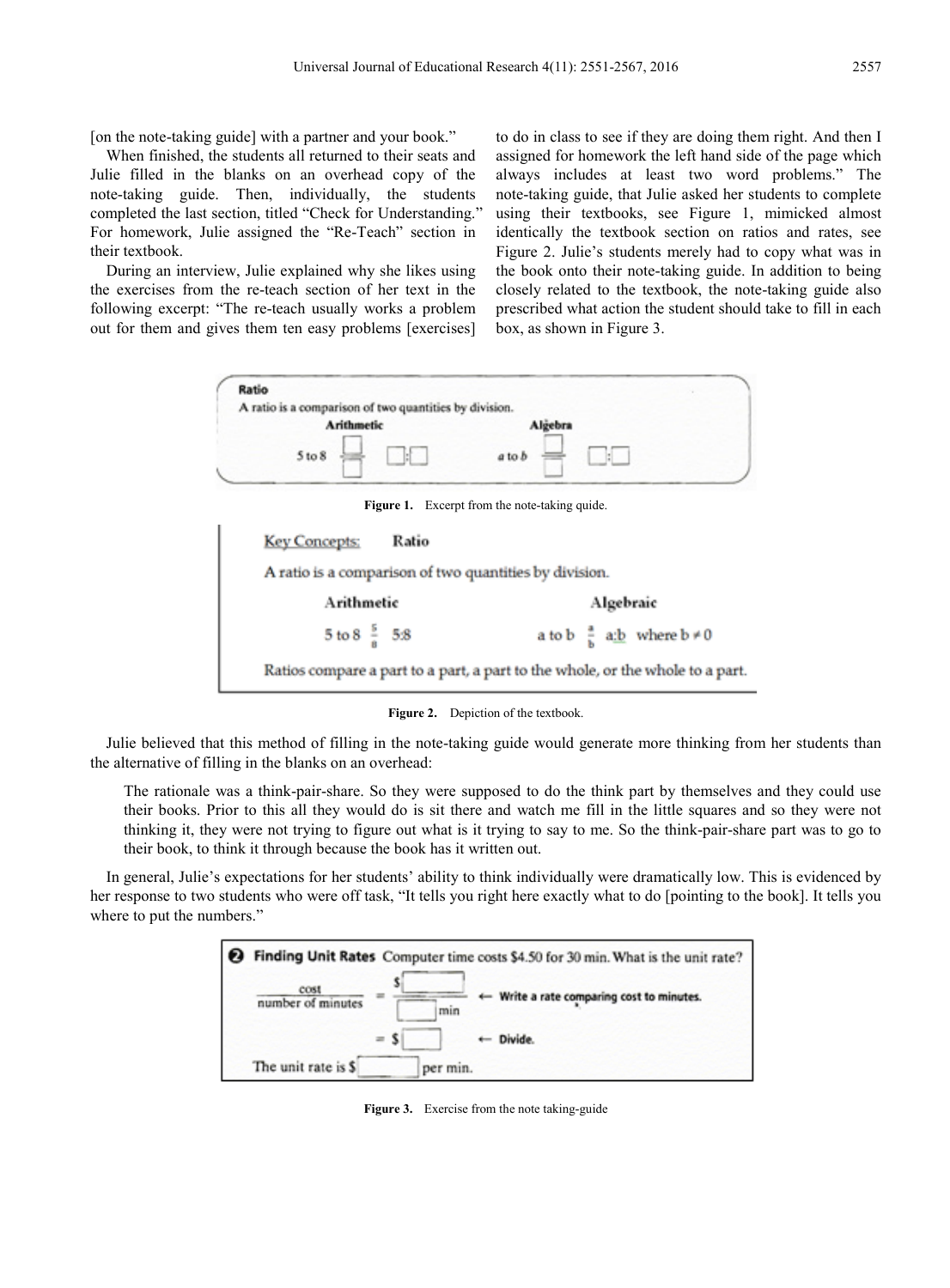[on the note-taking guide] with a partner and your book."

When finished, the students all returned to their seats and Julie filled in the blanks on an overhead copy of the note-taking guide. Then, individually, the students completed the last section, titled "Check for Understanding." For homework, Julie assigned the "Re-Teach" section in their textbook.

During an interview, Julie explained why she likes using the exercises from the re-teach section of her text in the following excerpt: "The re-teach usually works a problem out for them and gives them ten easy problems [exercises] to do in class to see if they are doing them right. And then I assigned for homework the left hand side of the page which always includes at least two word problems." The note-taking guide, that Julie asked her students to complete using their textbooks, see Figure 1, mimicked almost identically the textbook section on ratios and rates, see Figure 2. Julie's students merely had to copy what was in the book onto their note-taking guide. In addition to being closely related to the textbook, the note-taking guide also prescribed what action the student should take to fill in each box, as shown in Figure 3.

**Figure 1.** Excerpt from the note-taking guide.

**Figure 2.** Depiction of the textbook.

Julie believed that this method of filling in the note-taking guide would generate more thinking from her students than the alternative of filling in the blanks on an overhead:

> The rationale was a think-pair-share. So they were supposed to do the think part by themselves and they could use their books. Prior to this all they would do is sit there and watch me fill in the little squares and so they were not thinking it, they were not trying to figure out what is it trying to say to me. So the think-pair-share part was to go to their book, to think it through because the book has it written out.

In general, Julie's expectations for her students' ability to think individually were dramatically low. This is evidenced by her response to two students who were off task, "It tells you right here exactly what to do [pointing to the book]. It tells you where to put the numbers."

**Figure 3.** Exercise from the note taking-guide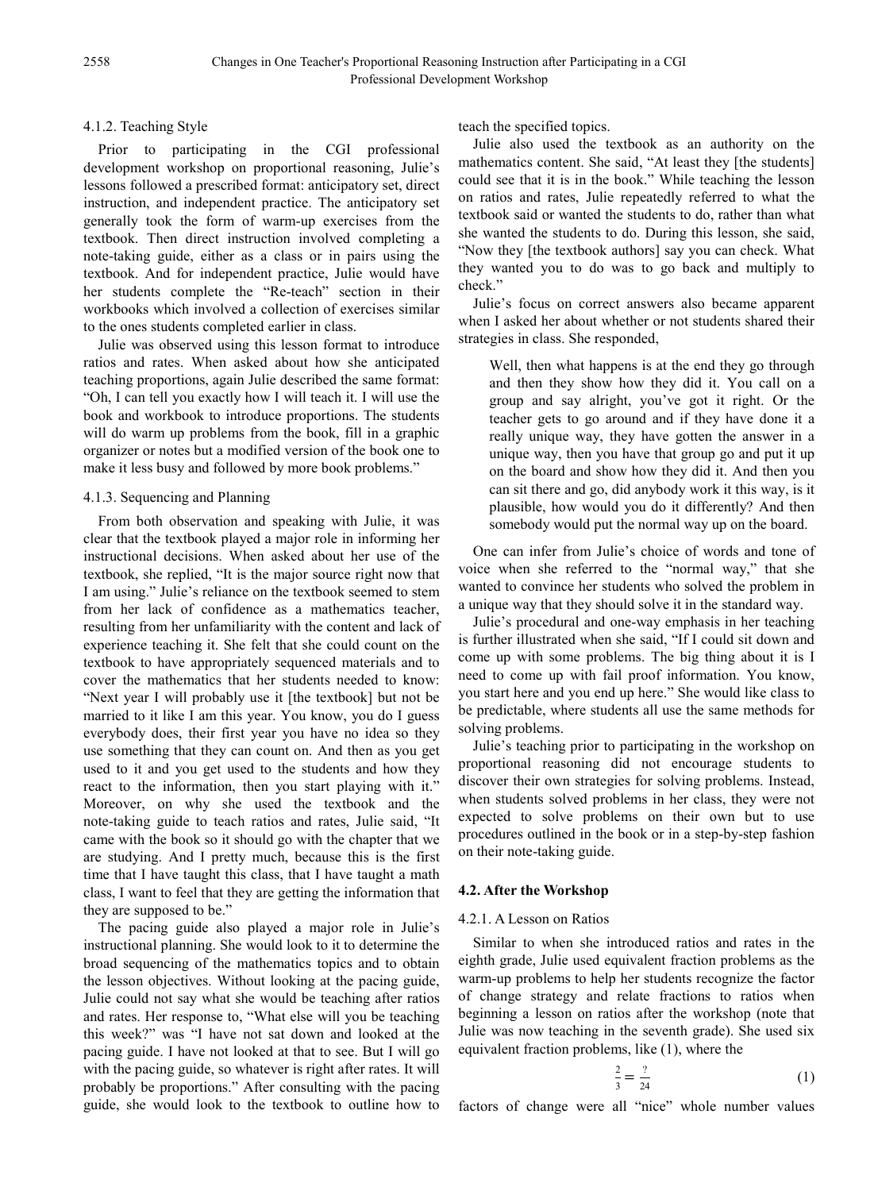#### 4.1.2. Teaching Style

Prior to participating in the CGI professional development workshop on proportional reasoning, Julie's lessons followed a prescribed format: anticipatory set, direct instruction, and independent practice. The anticipatory set generally took the form of warm-up exercises from the textbook. Then direct instruction involved completing a note-taking guide, either as a class or in pairs using the textbook. And for independent practice, Julie would have her students complete the "Re-teach" section in their workbooks which involved a collection of exercises similar to the ones students completed earlier in class.

Julie was observed using this lesson format to introduce ratios and rates. When asked about how she anticipated teaching proportions, again Julie described the same format: "Oh, I can tell you exactly how I will teach it. I will use the book and workbook to introduce proportions. The students will do warm up problems from the book, fill in a graphic organizer or notes but a modified version of the book one to make it less busy and followed by more book problems."

#### 4.1.3. Sequencing and Planning

From both observation and speaking with Julie, it was clear that the textbook played a major role in informing her instructional decisions. When asked about her use of the textbook, she replied, "It is the major source right now that I am using." Julie's reliance on the textbook seemed to stem from her lack of confidence as a mathematics teacher, resulting from her unfamiliarity with the content and lack of experience teaching it. She felt that she could count on the textbook to have appropriately sequenced materials and to cover the mathematics that her students needed to know: "Next year I will probably use it [the textbook] but not be married to it like I am this year. You know, you do I guess everybody does, their first year you have no idea so they use something that they can count on. And then as you get used to it and you get used to the students and how they react to the information, then you start playing with it." Moreover, on why she used the textbook and the note-taking guide to teach ratios and rates, Julie said, "It came with the book so it should go with the chapter that we are studying. And I pretty much, because this is the first time that I have taught this class, that I have taught a math class, I want to feel that they are getting the information that they are supposed to be."

The pacing guide also played a major role in Julie's instructional planning. She would look to it to determine the broad sequencing of the mathematics topics and to obtain the lesson objectives. Without looking at the pacing guide, Julie could not say what she would be teaching after ratios and rates. Her response to, "What else will you be teaching this week?" was "I have not sat down and looked at the pacing guide. I have not looked at that to see. But I will go with the pacing guide, so whatever is right after rates. It will probably be proportions." After consulting with the pacing guide, she would look to the textbook to outline how to teach the specified topics.

Julie also used the textbook as an authority on the mathematics content. She said, "At least they [the students] could see that it is in the book." While teaching the lesson on ratios and rates, Julie repeatedly referred to what the textbook said or wanted the students to do, rather than what she wanted the students to do. During this lesson, she said, "Now they [the textbook authors] say you can check. What they wanted you to do was to go back and multiply to check."

Julie's focus on correct answers also became apparent when I asked her about whether or not students shared their strategies in class. She responded,

> Well, then what happens is at the end they go through and then they show how they did it. You call on a group and say alright, you've got it right. Or the teacher gets to go around and if they have done it a really unique way, they have gotten the answer in a unique way, then you have that group go and put it up on the board and show how they did it. And then you can sit there and go, did anybody work it this way, is it plausible, how would you do it differently? And then somebody would put the normal way up on the board.

One can infer from Julie's choice of words and tone of voice when she referred to the "normal way," that she wanted to convince her students who solved the problem in a unique way that they should solve it in the standard way.

Julie's procedural and one-way emphasis in her teaching is further illustrated when she said, "If I could sit down and come up with some problems. The big thing about it is I need to come up with fail proof information. You know, you start here and you end up here." She would like class to be predictable, where students all use the same methods for solving problems.

Julie's teaching prior to participating in the workshop on proportional reasoning did not encourage students to discover their own strategies for solving problems. Instead, when students solved problems in her class, they were not expected to solve problems on their own but to use procedures outlined in the book or in a step-by-step fashion on their note-taking guide.

### 4.2. After the Workshop

#### 4.2.1. A Lesson on Ratios

Similar to when she introduced ratios and rates in the eighth grade, Julie used equivalent fraction problems as the warm-up problems to help her students recognize the factor of change strategy and relate fractions to ratios when beginning a lesson on ratios after the workshop (note that Julie was now teaching in the seventh grade). She used six equivalent fraction problems, like (1), where the

$$\frac{2}{3} = \frac{?}{24} \tag{1}$$

factors of change were all "nice" whole number values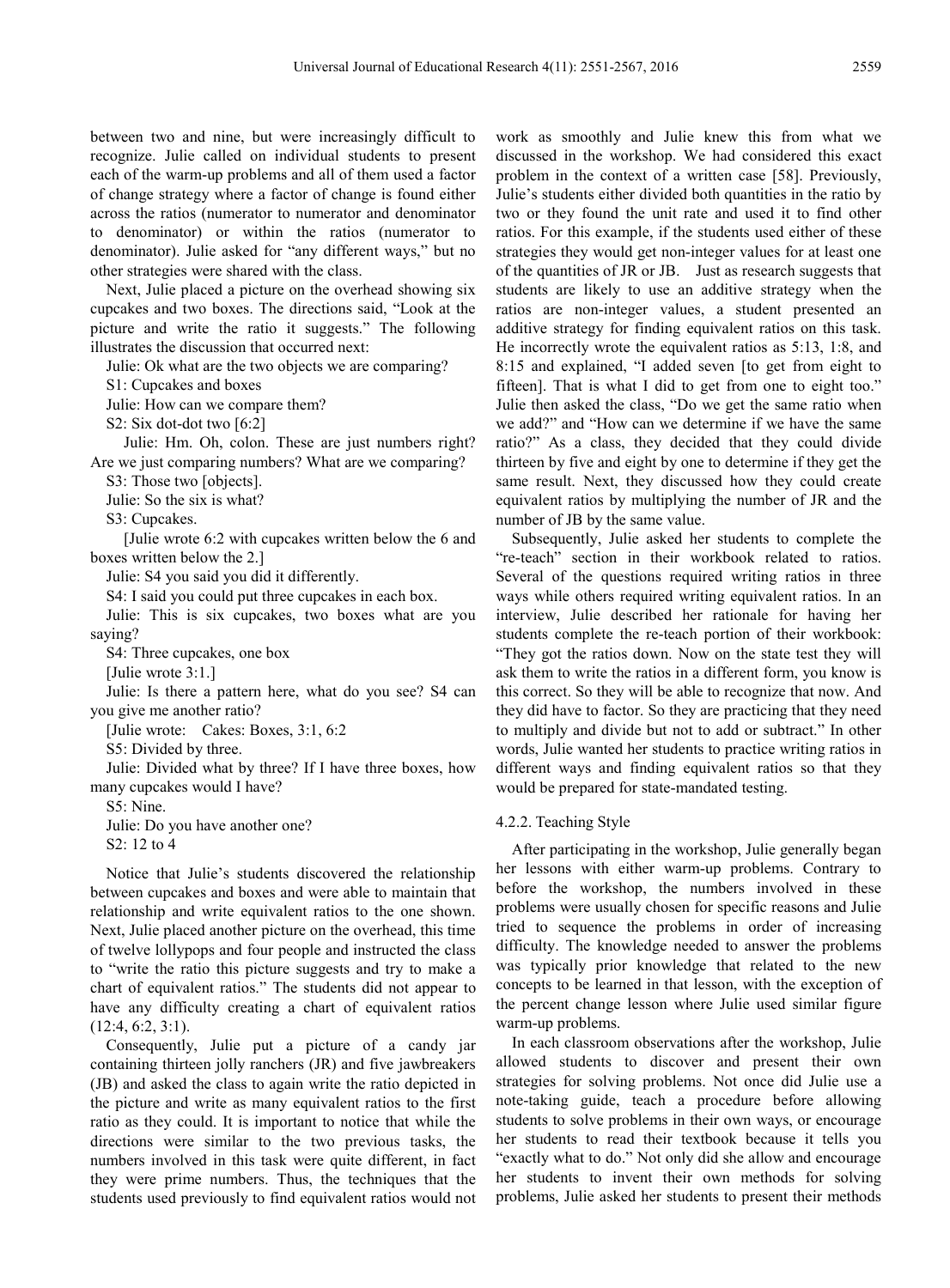between two and nine, but were increasingly difficult to recognize. Julie called on individual students to present each of the warm-up problems and all of them used a factor of change strategy where a factor of change is found either across the ratios (numerator to numerator and denominator to denominator) or within the ratios (numerator to denominator). Julie asked for "any different ways," but no other strategies were shared with the class.

Next, Julie placed a picture on the overhead showing six cupcakes and two boxes. The directions said, "Look at the picture and write the ratio it suggests." The following illustrates the discussion that occurred next:

Julie: Ok what are the two objects we are comparing?

S1: Cupcakes and boxes

Julie: How can we compare them?

S2: Six dot-dot two [6:2]

Julie: Hm. Oh, colon. These are just numbers right? Are we just comparing numbers? What are we comparing?

S3: Those two [objects].

Julie: So the six is what?

S3: Cupcakes.

[Julie wrote 6:2 with cupcakes written below the 6 and boxes written below the 2.]

Julie: S4 you said you did it differently.

S4: I said you could put three cupcakes in each box.

Julie: This is six cupcakes, two boxes what are you saying?

S4: Three cupcakes, one box

[Julie wrote 3:1.]

Julie: Is there a pattern here, what do you see? S4 can you give me another ratio?

[Julie wrote: Cakes: Boxes, 3:1, 6:2

S5: Divided by three.

Julie: Divided what by three? If I have three boxes, how many cupcakes would I have?

S5: Nine.

Julie: Do you have another one?

S2: 12 to 4

Notice that Julie's students discovered the relationship between cupcakes and boxes and were able to maintain that relationship and write equivalent ratios to the one shown. Next, Julie placed another picture on the overhead, this time of twelve lollypops and four people and instructed the class to "write the ratio this picture suggests and try to make a chart of equivalent ratios." The students did not appear to have any difficulty creating a chart of equivalent ratios (12:4, 6:2, 3:1).

Consequently, Julie put a picture of a candy jar containing thirteen jolly ranchers (JR) and five jawbreakers (JB) and asked the class to again write the ratio depicted in the picture and write as many equivalent ratios to the first ratio as they could. It is important to notice that while the directions were similar to the two previous tasks, the numbers involved in this task were quite different, in fact they were prime numbers. Thus, the techniques that the students used previously to find equivalent ratios would not work as smoothly and Julie knew this from what we discussed in the workshop. We had considered this exact problem in the context of a written case [58]. Previously, Julie's students either divided both quantities in the ratio by two or they found the unit rate and used it to find other ratios. For this example, if the students used either of these strategies they would get non-integer values for at least one of the quantities of JR or JB. Just as research suggests that students are likely to use an additive strategy when the ratios are non-integer values, a student presented an additive strategy for finding equivalent ratios on this task. He incorrectly wrote the equivalent ratios as 5:13, 1:8, and 8:15 and explained, "I added seven [to get from eight to fifteen]. That is what I did to get from one to eight too." Julie then asked the class, "Do we get the same ratio when we add?" and "How can we determine if we have the same ratio?" As a class, they decided that they could divide thirteen by five and eight by one to determine if they get the same result. Next, they discussed how they could create equivalent ratios by multiplying the number of JR and the number of JB by the same value.

Subsequently, Julie asked her students to complete the "re-teach" section in their workbook related to ratios. Several of the questions required writing ratios in three ways while others required writing equivalent ratios. In an interview, Julie described her rationale for having her students complete the re-teach portion of their workbook: "They got the ratios down. Now on the state test they will ask them to write the ratios in a different form, you know is this correct. So they will be able to recognize that now. And they did have to factor. So they are practicing that they need to multiply and divide but not to add or subtract." In other words, Julie wanted her students to practice writing ratios in different ways and finding equivalent ratios so that they would be prepared for state-mandated testing.

#### 4.2.2. Teaching Style

After participating in the workshop, Julie generally began her lessons with either warm-up problems. Contrary to before the workshop, the numbers involved in these problems were usually chosen for specific reasons and Julie tried to sequence the problems in order of increasing difficulty. The knowledge needed to answer the problems was typically prior knowledge that related to the new concepts to be learned in that lesson, with the exception of the percent change lesson where Julie used similar figure warm-up problems.

In each classroom observations after the workshop, Julie allowed students to discover and present their own strategies for solving problems. Not once did Julie use a note-taking guide, teach a procedure before allowing students to solve problems in their own ways, or encourage her students to read their textbook because it tells you "exactly what to do." Not only did she allow and encourage her students to invent their own methods for solving problems, Julie asked her students to present their methods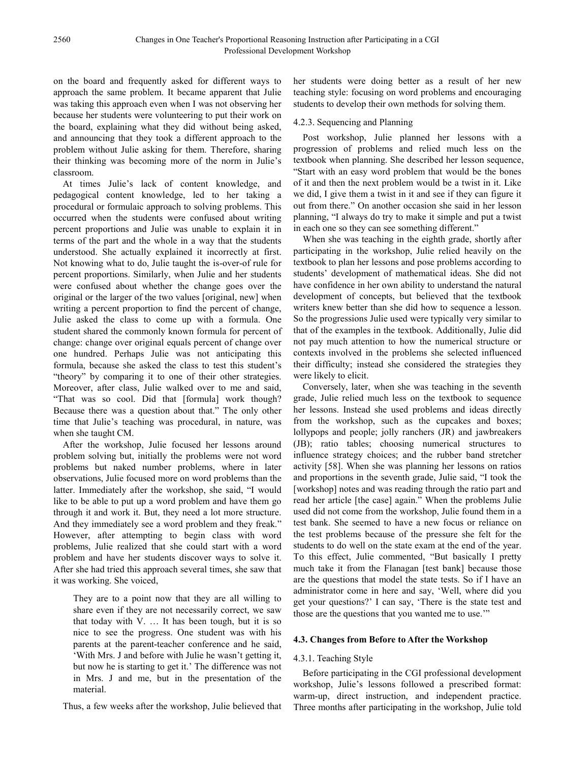on the board and frequently asked for different ways to approach the same problem. It became apparent that Julie was taking this approach even when I was not observing her because her students were volunteering to put their work on the board, explaining what they did without being asked, and announcing that they took a different approach to the problem without Julie asking for them. Therefore, sharing their thinking was becoming more of the norm in Julie's classroom.

At times Julie's lack of content knowledge, and pedagogical content knowledge, led to her taking a procedural or formulaic approach to solving problems. This occurred when the students were confused about writing percent proportions and Julie was unable to explain it in terms of the part and the whole in a way that the students understood. She actually explained it incorrectly at first. Not knowing what to do, Julie taught the is-over-of rule for percent proportions. Similarly, when Julie and her students were confused about whether the change goes over the original or the larger of the two values [original, new] when writing a percent proportion to find the percent of change, Julie asked the class to come up with a formula. One student shared the commonly known formula for percent of change: change over original equals percent of change over one hundred. Perhaps Julie was not anticipating this formula, because she asked the class to test this student's "theory" by comparing it to one of their other strategies. Moreover, after class, Julie walked over to me and said, "That was so cool. Did that [formula] work though? Because there was a question about that." The only other time that Julie's teaching was procedural, in nature, was when she taught CM.

After the workshop, Julie focused her lessons around problem solving but, initially the problems were not word problems but naked number problems, where in later observations, Julie focused more on word problems than the latter. Immediately after the workshop, she said, "I would like to be able to put up a word problem and have them go through it and work it. But, they need a lot more structure. And they immediately see a word problem and they freak." However, after attempting to begin class with word problems, Julie realized that she could start with a word problem and have her students discover ways to solve it. After she had tried this approach several times, she saw that it was working. She voiced,

> They are to a point now that they are all willing to share even if they are not necessarily correct, we saw that today with V. … It has been tough, but it is so nice to see the progress. One student was with his parents at the parent-teacher conference and he said, 'With Mrs. J and before with Julie he wasn't getting it, but now he is starting to get it.' The difference was not in Mrs. J and me, but in the presentation of the material.

Thus, a few weeks after the workshop, Julie believed that her students were doing better as a result of her new teaching style: focusing on word problems and encouraging students to develop their own methods for solving them.

#### 4.2.3. Sequencing and Planning

Post workshop, Julie planned her lessons with a progression of problems and relied much less on the textbook when planning. She described her lesson sequence, "Start with an easy word problem that would be the bones of it and then the next problem would be a twist in it. Like we did, I give them a twist in it and see if they can figure it out from there." On another occasion she said in her lesson planning, "I always do try to make it simple and put a twist in each one so they can see something different."

When she was teaching in the eighth grade, shortly after participating in the workshop, Julie relied heavily on the textbook to plan her lessons and pose problems according to students' development of mathematical ideas. She did not have confidence in her own ability to understand the natural development of concepts, but believed that the textbook writers knew better than she did how to sequence a lesson. So the progressions Julie used were typically very similar to that of the examples in the textbook. Additionally, Julie did not pay much attention to how the numerical structure or contexts involved in the problems she selected influenced their difficulty; instead she considered the strategies they were likely to elicit.

Conversely, later, when she was teaching in the seventh grade, Julie relied much less on the textbook to sequence her lessons. Instead she used problems and ideas directly from the workshop, such as the cupcakes and boxes; lollypops and people; jolly ranchers (JR) and jawbreakers (JB); ratio tables; choosing numerical structures to influence strategy choices; and the rubber band stretcher activity [58]. When she was planning her lessons on ratios and proportions in the seventh grade, Julie said, "I took the [workshop] notes and was reading through the ratio part and read her article [the case] again." When the problems Julie used did not come from the workshop, Julie found them in a test bank. She seemed to have a new focus or reliance on the test problems because of the pressure she felt for the students to do well on the state exam at the end of the year. To this effect, Julie commented, "But basically I pretty much take it from the Flanagan [test bank] because those are the questions that model the state tests. So if I have an administrator come in here and say, 'Well, where did you get your questions?' I can say, 'There is the state test and those are the questions that you wanted me to use.'"

### 4.3. Changes from Before to After the Workshop

#### 4.3.1. Teaching Style

Before participating in the CGI professional development workshop, Julie's lessons followed a prescribed format: warm-up, direct instruction, and independent practice. Three months after participating in the workshop, Julie told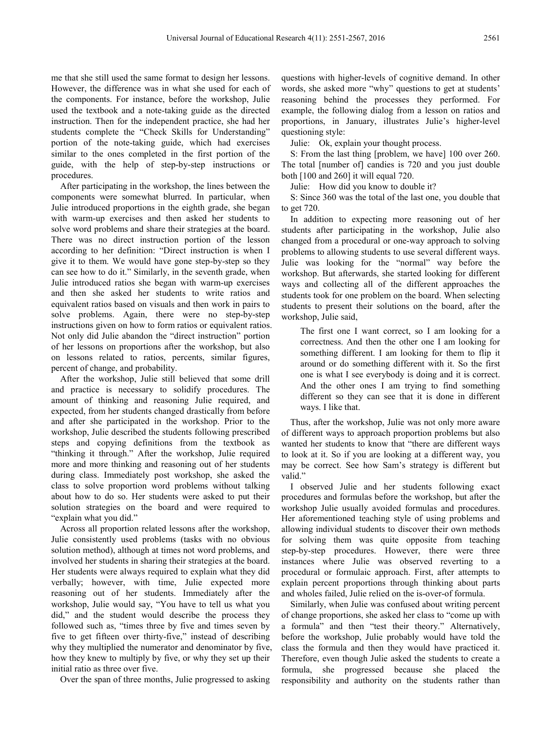me that she still used the same format to design her lessons. However, the difference was in what she used for each of the components. For instance, before the workshop, Julie used the textbook and a note-taking guide as the directed instruction. Then for the independent practice, she had her students complete the "Check Skills for Understanding" portion of the note-taking guide, which had exercises similar to the ones completed in the first portion of the guide, with the help of step-by-step instructions or procedures.

After participating in the workshop, the lines between the components were somewhat blurred. In particular, when Julie introduced proportions in the eighth grade, she began with warm-up exercises and then asked her students to solve word problems and share their strategies at the board. There was no direct instruction portion of the lesson according to her definition: "Direct instruction is when I give it to them. We would have gone step-by-step so they can see how to do it." Similarly, in the seventh grade, when Julie introduced ratios she began with warm-up exercises and then she asked her students to write ratios and equivalent ratios based on visuals and then work in pairs to solve problems. Again, there were no step-by-step instructions given on how to form ratios or equivalent ratios. Not only did Julie abandon the "direct instruction" portion of her lessons on proportions after the workshop, but also on lessons related to ratios, percents, similar figures, percent of change, and probability.

After the workshop, Julie still believed that some drill and practice is necessary to solidify procedures. The amount of thinking and reasoning Julie required, and expected, from her students changed drastically from before and after she participated in the workshop. Prior to the workshop, Julie described the students following prescribed steps and copying definitions from the textbook as "thinking it through." After the workshop, Julie required more and more thinking and reasoning out of her students during class. Immediately post workshop, she asked the class to solve proportion word problems without talking about how to do so. Her students were asked to put their solution strategies on the board and were required to "explain what you did."

Across all proportion related lessons after the workshop, Julie consistently used problems (tasks with no obvious solution method), although at times not word problems, and involved her students in sharing their strategies at the board. Her students were always required to explain what they did verbally; however, with time, Julie expected more reasoning out of her students. Immediately after the workshop, Julie would say, "You have to tell us what you did," and the student would describe the process they followed such as, "times three by five and times seven by five to get fifteen over thirty-five," instead of describing why they multiplied the numerator and denominator by five, how they knew to multiply by five, or why they set up their initial ratio as three over five.

Over the span of three months, Julie progressed to asking questions with higher-levels of cognitive demand. In other words, she asked more "why" questions to get at students' reasoning behind the processes they performed. For example, the following dialog from a lesson on ratios and proportions, in January, illustrates Julie's higher-level questioning style:

Julie: Ok, explain your thought process.

S: From the last thing [problem, we have] 100 over 260. The total [number of] candies is 720 and you just double both [100 and 260] it will equal 720.

Julie: How did you know to double it?

S: Since 360 was the total of the last one, you double that to get 720.

In addition to expecting more reasoning out of her students after participating in the workshop, Julie also changed from a procedural or one-way approach to solving problems to allowing students to use several different ways. Julie was looking for the "normal" way before the workshop. But afterwards, she started looking for different ways and collecting all of the different approaches the students took for one problem on the board. When selecting students to present their solutions on the board, after the workshop, Julie said,

> The first one I want correct, so I am looking for a correctness. And then the other one I am looking for something different. I am looking for them to flip it around or do something different with it. So the first one is what I see everybody is doing and it is correct. And the other ones I am trying to find something different so they can see that it is done in different ways. I like that.

Thus, after the workshop, Julie was not only more aware of different ways to approach proportion problems but also wanted her students to know that "there are different ways to look at it. So if you are looking at a different way, you may be correct. See how Sam's strategy is different but valid."

I observed Julie and her students following exact procedures and formulas before the workshop, but after the workshop Julie usually avoided formulas and procedures. Her aforementioned teaching style of using problems and allowing individual students to discover their own methods for solving them was quite opposite from teaching step-by-step procedures. However, there were three instances where Julie was observed reverting to a procedural or formulaic approach. First, after attempts to explain percent proportions through thinking about parts and wholes failed, Julie relied on the is-over-of formula.

Similarly, when Julie was confused about writing percent of change proportions, she asked her class to "come up with a formula" and then "test their theory." Alternatively, before the workshop, Julie probably would have told the class the formula and then they would have practiced it. Therefore, even though Julie asked the students to create a formula, she progressed because she placed the responsibility and authority on the students rather than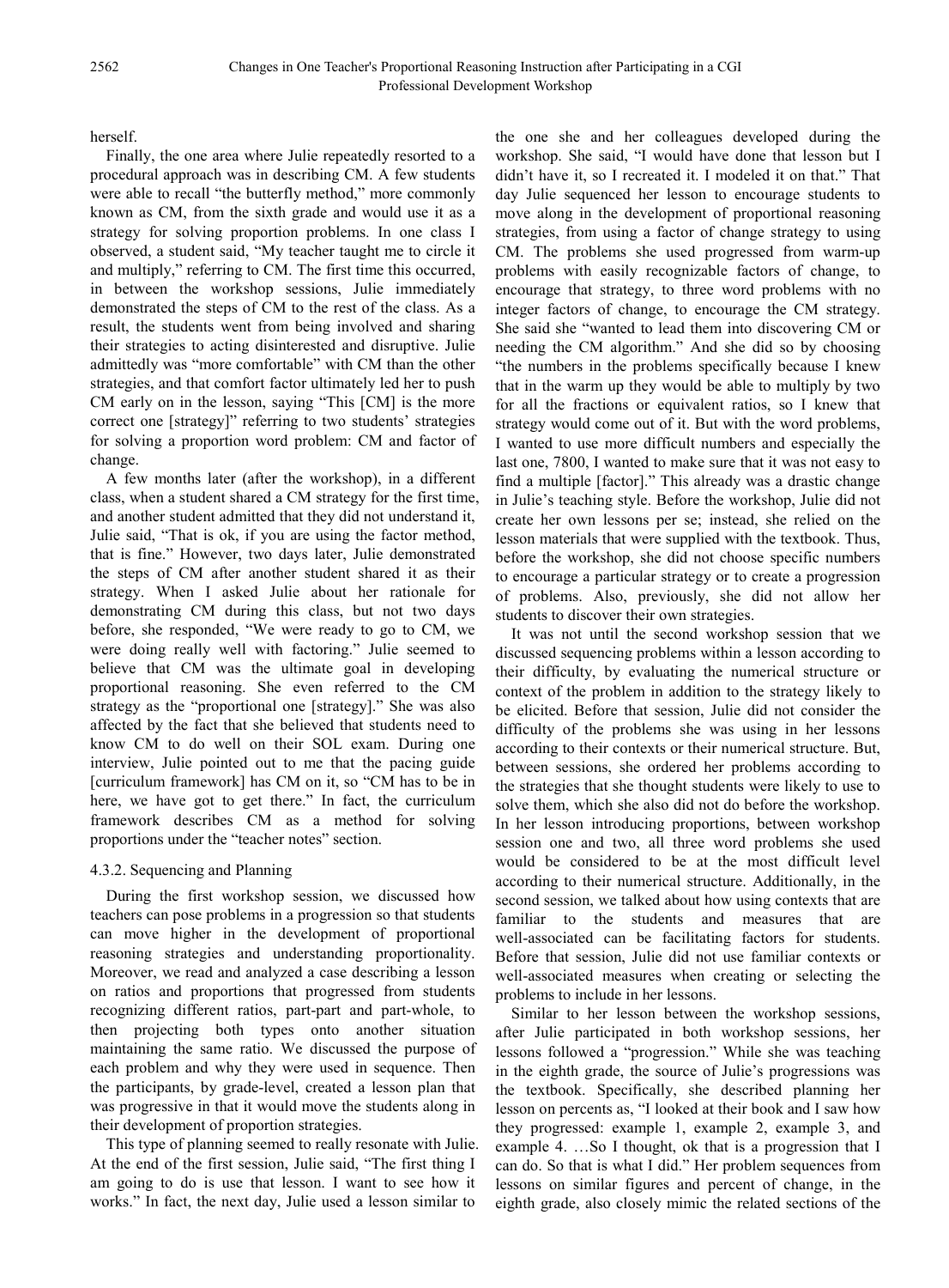herself.

Finally, the one area where Julie repeatedly resorted to a procedural approach was in describing CM. A few students were able to recall "the butterfly method," more commonly known as CM, from the sixth grade and would use it as a strategy for solving proportion problems. In one class I observed, a student said, "My teacher taught me to circle it and multiply," referring to CM. The first time this occurred, in between the workshop sessions, Julie immediately demonstrated the steps of CM to the rest of the class. As a result, the students went from being involved and sharing their strategies to acting disinterested and disruptive. Julie admittedly was "more comfortable" with CM than the other strategies, and that comfort factor ultimately led her to push CM early on in the lesson, saying "This [CM] is the more correct one [strategy]" referring to two students' strategies for solving a proportion word problem: CM and factor of change.

A few months later (after the workshop), in a different class, when a student shared a CM strategy for the first time, and another student admitted that they did not understand it, Julie said, "That is ok, if you are using the factor method, that is fine." However, two days later, Julie demonstrated the steps of CM after another student shared it as their strategy. When I asked Julie about her rationale for demonstrating CM during this class, but not two days before, she responded, "We were ready to go to CM, we were doing really well with factoring." Julie seemed to believe that CM was the ultimate goal in developing proportional reasoning. She even referred to the CM strategy as the "proportional one [strategy]." She was also affected by the fact that she believed that students need to know CM to do well on their SOL exam. During one interview, Julie pointed out to me that the pacing guide [curriculum framework] has CM on it, so "CM has to be in here, we have got to get there." In fact, the curriculum framework describes CM as a method for solving proportions under the "teacher notes" section.

### 4.3.2. Sequencing and Planning

During the first workshop session, we discussed how teachers can pose problems in a progression so that students can move higher in the development of proportional reasoning strategies and understanding proportionality. Moreover, we read and analyzed a case describing a lesson on ratios and proportions that progressed from students recognizing different ratios, part-part and part-whole, to then projecting both types onto another situation maintaining the same ratio. We discussed the purpose of each problem and why they were used in sequence. Then the participants, by grade-level, created a lesson plan that was progressive in that it would move the students along in their development of proportion strategies.

This type of planning seemed to really resonate with Julie. At the end of the first session, Julie said, "The first thing I am going to do is use that lesson. I want to see how it works." In fact, the next day, Julie used a lesson similar to the one she and her colleagues developed during the workshop. She said, "I would have done that lesson but I didn't have it, so I recreated it. I modeled it on that." That day Julie sequenced her lesson to encourage students to move along in the development of proportional reasoning strategies, from using a factor of change strategy to using CM. The problems she used progressed from warm-up problems with easily recognizable factors of change, to encourage that strategy, to three word problems with no integer factors of change, to encourage the CM strategy. She said she "wanted to lead them into discovering CM or needing the CM algorithm." And she did so by choosing "the numbers in the problems specifically because I knew that in the warm up they would be able to multiply by two for all the fractions or equivalent ratios, so I knew that strategy would come out of it. But with the word problems, I wanted to use more difficult numbers and especially the last one, 7800, I wanted to make sure that it was not easy to find a multiple [factor]." This already was a drastic change in Julie's teaching style. Before the workshop, Julie did not create her own lessons per se; instead, she relied on the lesson materials that were supplied with the textbook. Thus, before the workshop, she did not choose specific numbers to encourage a particular strategy or to create a progression of problems. Also, previously, she did not allow her students to discover their own strategies.

It was not until the second workshop session that we discussed sequencing problems within a lesson according to their difficulty, by evaluating the numerical structure or context of the problem in addition to the strategy likely to be elicited. Before that session, Julie did not consider the difficulty of the problems she was using in her lessons according to their contexts or their numerical structure. But, between sessions, she ordered her problems according to the strategies that she thought students were likely to use to solve them, which she also did not do before the workshop. In her lesson introducing proportions, between workshop session one and two, all three word problems she used would be considered to be at the most difficult level according to their numerical structure. Additionally, in the second session, we talked about how using contexts that are familiar to the students and measures that are well-associated can be facilitating factors for students. Before that session, Julie did not use familiar contexts or well-associated measures when creating or selecting the problems to include in her lessons.

Similar to her lesson between the workshop sessions, after Julie participated in both workshop sessions, her lessons followed a "progression." While she was teaching in the eighth grade, the source of Julie's progressions was the textbook. Specifically, she described planning her lesson on percents as, "I looked at their book and I saw how they progressed: example 1, example 2, example 3, and example 4. …So I thought, ok that is a progression that I can do. So that is what I did." Her problem sequences from lessons on similar figures and percent of change, in the eighth grade, also closely mimic the related sections of the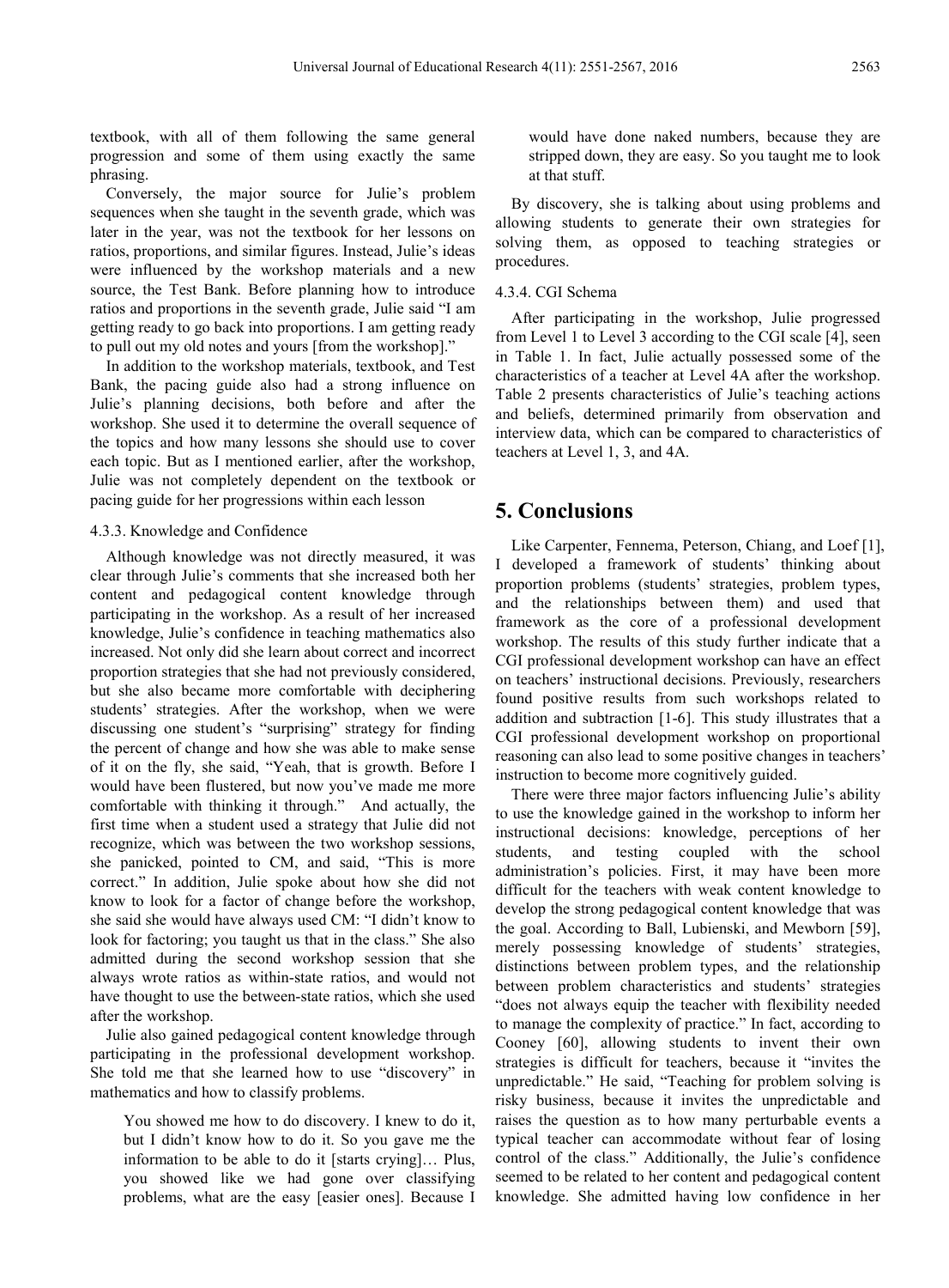textbook, with all of them following the same general progression and some of them using exactly the same phrasing.

Conversely, the major source for Julie's problem sequences when she taught in the seventh grade, which was later in the year, was not the textbook for her lessons on ratios, proportions, and similar figures. Instead, Julie's ideas were influenced by the workshop materials and a new source, the Test Bank. Before planning how to introduce ratios and proportions in the seventh grade, Julie said "I am getting ready to go back into proportions. I am getting ready to pull out my old notes and yours [from the workshop]."

In addition to the workshop materials, textbook, and Test Bank, the pacing guide also had a strong influence on Julie's planning decisions, both before and after the workshop. She used it to determine the overall sequence of the topics and how many lessons she should use to cover each topic. But as I mentioned earlier, after the workshop, Julie was not completely dependent on the textbook or pacing guide for her progressions within each lesson

#### 4.3.3. Knowledge and Confidence

Although knowledge was not directly measured, it was clear through Julie's comments that she increased both her content and pedagogical content knowledge through participating in the workshop. As a result of her increased knowledge, Julie's confidence in teaching mathematics also increased. Not only did she learn about correct and incorrect proportion strategies that she had not previously considered, but she also became more comfortable with deciphering students' strategies. After the workshop, when we were discussing one student's "surprising" strategy for finding the percent of change and how she was able to make sense of it on the fly, she said, "Yeah, that is growth. Before I would have been flustered, but now you've made me more comfortable with thinking it through." And actually, the first time when a student used a strategy that Julie did not recognize, which was between the two workshop sessions, she panicked, pointed to CM, and said, "This is more correct." In addition, Julie spoke about how she did not know to look for a factor of change before the workshop, she said she would have always used CM: "I didn't know to look for factoring; you taught us that in the class." She also admitted during the second workshop session that she always wrote ratios as within-state ratios, and would not have thought to use the between-state ratios, which she used after the workshop.

Julie also gained pedagogical content knowledge through participating in the professional development workshop. She told me that she learned how to use "discovery" in mathematics and how to classify problems.

> You showed me how to do discovery. I knew to do it, but I didn't know how to do it. So you gave me the information to be able to do it [starts crying]… Plus, you showed like we had gone over classifying problems, what are the easy [easier ones]. Because I would have done naked numbers, because they are stripped down, they are easy. So you taught me to look at that stuff.

By discovery, she is talking about using problems and allowing students to generate their own strategies for solving them, as opposed to teaching strategies or procedures.

#### 4.3.4. CGI Schema

After participating in the workshop, Julie progressed from Level 1 to Level 3 according to the CGI scale [4], seen in Table 1. In fact, Julie actually possessed some of the characteristics of a teacher at Level 4A after the workshop. Table 2 presents characteristics of Julie's teaching actions and beliefs, determined primarily from observation and interview data, which can be compared to characteristics of teachers at Level 1, 3, and 4A.

## 5. Conclusions

Like Carpenter, Fennema, Peterson, Chiang, and Loef [1], I developed a framework of students' thinking about proportion problems (students' strategies, problem types, and the relationships between them) and used that framework as the core of a professional development workshop. The results of this study further indicate that a CGI professional development workshop can have an effect on teachers' instructional decisions. Previously, researchers found positive results from such workshops related to addition and subtraction [1-6]. This study illustrates that a CGI professional development workshop on proportional reasoning can also lead to some positive changes in teachers' instruction to become more cognitively guided.

There were three major factors influencing Julie's ability to use the knowledge gained in the workshop to inform her instructional decisions: knowledge, perceptions of her students, and testing coupled with the school administration's policies. First, it may have been more difficult for the teachers with weak content knowledge to develop the strong pedagogical content knowledge that was the goal. According to Ball, Lubienski, and Mewborn [59], merely possessing knowledge of students' strategies, distinctions between problem types, and the relationship between problem characteristics and students' strategies "does not always equip the teacher with flexibility needed to manage the complexity of practice." In fact, according to Cooney [60], allowing students to invent their own strategies is difficult for teachers, because it "invites the unpredictable." He said, "Teaching for problem solving is risky business, because it invites the unpredictable and raises the question as to how many perturbable events a typical teacher can accommodate without fear of losing control of the class." Additionally, the Julie's confidence seemed to be related to her content and pedagogical content knowledge. She admitted having low confidence in her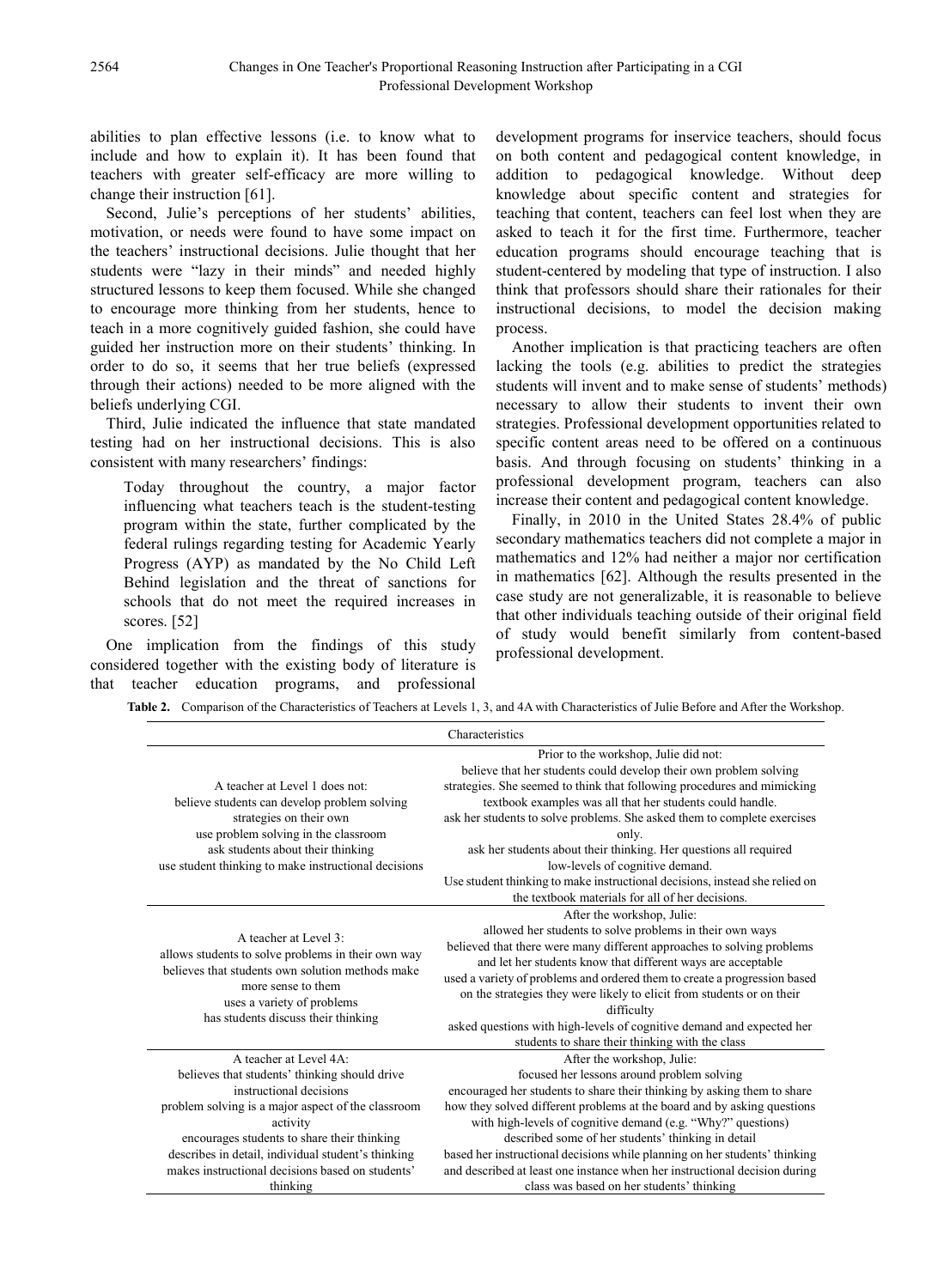abilities to plan effective lessons (i.e. to know what to include and how to explain it). It has been found that teachers with greater self-efficacy are more willing to change their instruction [61].

Second, Julie's perceptions of her students' abilities, motivation, or needs were found to have some impact on the teachers' instructional decisions. Julie thought that her students were "lazy in their minds" and needed highly structured lessons to keep them focused. While she changed to encourage more thinking from her students, hence to teach in a more cognitively guided fashion, she could have guided her instruction more on their students' thinking. In order to do so, it seems that her true beliefs (expressed through their actions) needed to be more aligned with the beliefs underlying CGI.

Third, Julie indicated the influence that state mandated testing had on her instructional decisions. This is also consistent with many researchers' findings:

> Today throughout the country, a major factor influencing what teachers teach is the student-testing program within the state, further complicated by the federal rulings regarding testing for Academic Yearly Progress (AYP) as mandated by the No Child Left Behind legislation and the threat of sanctions for schools that do not meet the required increases in scores. [52]

One implication from the findings of this study considered together with the existing body of literature is that teacher education programs, and professional development programs for inservice teachers, should focus on both content and pedagogical content knowledge, in addition to pedagogical knowledge. Without deep knowledge about specific content and strategies for teaching that content, teachers can feel lost when they are asked to teach it for the first time. Furthermore, teacher education programs should encourage teaching that is student-centered by modeling that type of instruction. I also think that professors should share their rationales for their instructional decisions, to model the decision making process.

Another implication is that practicing teachers are often lacking the tools (e.g. abilities to predict the strategies students will invent and to make sense of students' methods) necessary to allow their students to invent their own strategies. Professional development opportunities related to specific content areas need to be offered on a continuous basis. And through focusing on students' thinking in a professional development program, teachers can also increase their content and pedagogical content knowledge.

Finally, in 2010 in the United States 28.4% of public secondary mathematics teachers did not complete a major in mathematics and 12% had neither a major nor certification in mathematics [62]. Although the results presented in the case study are not generalizable, it is reasonable to believe that other individuals teaching outside of their original field of study would benefit similarly from content-based professional development.

**Table 2.** Comparison of the Characteristics of Teachers at Levels 1, 3, and 4A with Characteristics of Julie Before and After the Workshop.

| Characteristics | |
|---|---|
| A teacher at Level 1 does not:<br>believe students can develop problem solving strategies on their own<br>use problem solving in the classroom<br>ask students about their thinking<br>use student thinking to make instructional decisions | Prior to the workshop, Julie did not:<br>believe that her students could develop their own problem solving strategies. She seemed to think that following procedures and mimicking textbook examples was all that her students could handle.<br>ask her students to solve problems. She asked them to complete exercises only.<br>ask her students about their thinking. Her questions all required low-levels of cognitive demand.<br>Use student thinking to make instructional decisions, instead she relied on the textbook materials for all of her decisions. |
| A teacher at Level 3:<br>allows students to solve problems in their own way<br>believes that students own solution methods make more sense to them<br>uses a variety of problems<br>has students discuss their thinking | After the workshop, Julie:<br>allowed her students to solve problems in their own ways<br>believed that there were many different approaches to solving problems and let her students know that different ways are acceptable<br>used a variety of problems and ordered them to create a progression based on the strategies they were likely to elicit from students or on their difficulty<br>asked questions with high-levels of cognitive demand and expected her students to share their thinking with the class |
| A teacher at Level 4A:<br>believes that students' thinking should drive instructional decisions<br>problem solving is a major aspect of the classroom activity<br>encourages students to share their thinking<br>describes in detail, individual student's thinking<br>makes instructional decisions based on students' thinking | After the workshop, Julie:<br>focused her lessons around problem solving<br>encouraged her students to share their thinking by asking them to share how they solved different problems at the board and by asking questions with high-levels of cognitive demand (e.g. "Why?" questions)<br>described some of her students' thinking in detail<br>based her instructional decisions while planning on her students' thinking and described at least one instance when her instructional decision during class was based on her students' thinking |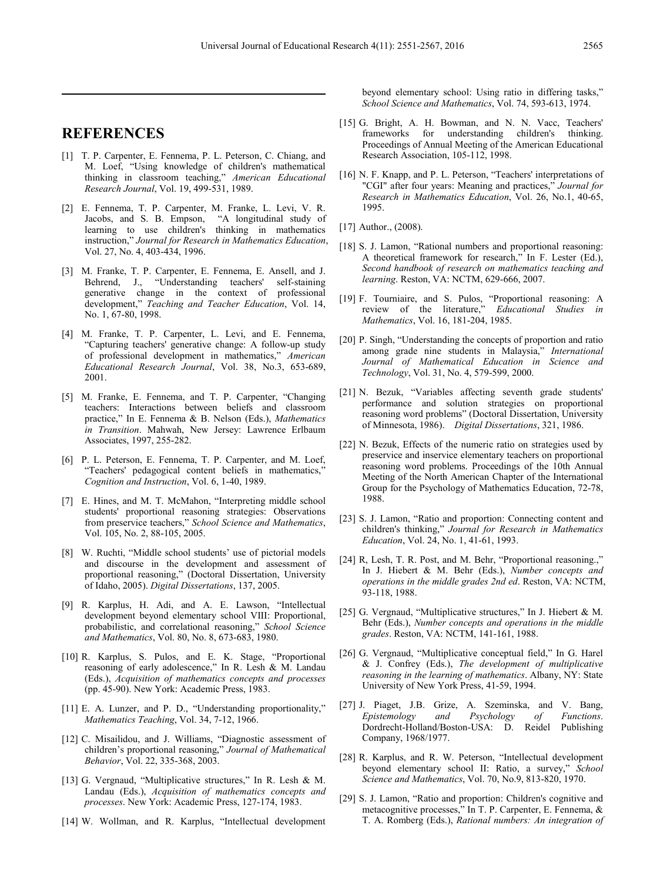## REFERENCES

[1] T. P. Carpenter, E. Fennema, P. L. Peterson, C. Chiang, and M. Loef, "Using knowledge of children's mathematical thinking in classroom teaching," *American Educational Research Journal*, Vol. 19, 499-531, 1989.

[2] E. Fennema, T. P. Carpenter, M. Franke, L. Levi, V. R. Jacobs, and S. B. Empson, "A longitudinal study of learning to use children's thinking in mathematics instruction," *Journal for Research in Mathematics Education*, Vol. 27, No. 4, 403-434, 1996.

[3] M. Franke, T. P. Carpenter, E. Fennema, E. Ansell, and J. Behrend, J., "Understanding teachers' self-staining generative change in the context of professional development," *Teaching and Teacher Education*, Vol. 14, No. 1, 67-80, 1998.

[4] M. Franke, T. P. Carpenter, L. Levi, and E. Fennema, "Capturing teachers' generative change: A follow-up study of professional development in mathematics," *American Educational Research Journal*, Vol. 38, No.3, 653-689, 2001.

[5] M. Franke, E. Fennema, and T. P. Carpenter, "Changing teachers: Interactions between beliefs and classroom practice," In E. Fennema & B. Nelson (Eds.), *Mathematics in Transition*. Mahwah, New Jersey: Lawrence Erlbaum Associates, 1997, 255-282.

[6] P. L. Peterson, E. Fennema, T. P. Carpenter, and M. Loef, "Teachers' pedagogical content beliefs in mathematics," *Cognition and Instruction*, Vol. 6, 1-40, 1989.

[7] E. Hines, and M. T. McMahon, "Interpreting middle school students' proportional reasoning strategies: Observations from preservice teachers," *School Science and Mathematics*, Vol. 105, No. 2, 88-105, 2005.

[8] W. Ruchti, "Middle school students' use of pictorial models and discourse in the development and assessment of proportional reasoning," (Doctoral Dissertation, University of Idaho, 2005). *Digital Dissertations*, 137, 2005.

[9] R. Karplus, H. Adi, and A. E. Lawson, "Intellectual development beyond elementary school VIII: Proportional, probabilistic, and correlational reasoning," *School Science and Mathematics*, Vol. 80, No. 8, 673-683, 1980.

[10] R. Karplus, S. Pulos, and E. K. Stage, "Proportional reasoning of early adolescence," In R. Lesh & M. Landau (Eds.), *Acquisition of mathematics concepts and processes* (pp. 45-90). New York: Academic Press, 1983.

[11] E. A. Lunzer, and P. D., "Understanding proportionality," *Mathematics Teaching*, Vol. 34, 7-12, 1966.

[12] C. Misailidou, and J. Williams, "Diagnostic assessment of children's proportional reasoning," *Journal of Mathematical Behavior*, Vol. 22, 335-368, 2003.

[13] G. Vergnaud, "Multiplicative structures," In R. Lesh & M. Landau (Eds.), *Acquisition of mathematics concepts and processes*. New York: Academic Press, 127-174, 1983.

[14] W. Wollman, and R. Karplus, "Intellectual development beyond elementary school: Using ratio in differing tasks," *School Science and Mathematics*, Vol. 74, 593-613, 1974.

[15] G. Bright, A. H. Bowman, and N. N. Vacc, Teachers' frameworks for understanding children's thinking. Proceedings of Annual Meeting of the American Educational Research Association, 105-112, 1998.

[16] N. F. Knapp, and P. L. Peterson, "Teachers' interpretations of "CGI" after four years: Meaning and practices," *Journal for Research in Mathematics Education*, Vol. 26, No.1, 40-65, 1995.

[17] Author., (2008).

[18] S. J. Lamon, "Rational numbers and proportional reasoning: A theoretical framework for research," In F. Lester (Ed.), *Second handbook of research on mathematics teaching and learning*. Reston, VA: NCTM, 629-666, 2007.

[19] F. Tourniaire, and S. Pulos, "Proportional reasoning: A review of the literature," *Educational Studies in Mathematics*, Vol. 16, 181-204, 1985.

[20] P. Singh, "Understanding the concepts of proportion and ratio among grade nine students in Malaysia," *International Journal of Mathematical Education in Science and Technology*, Vol. 31, No. 4, 579-599, 2000.

[21] N. Bezuk, "Variables affecting seventh grade students' performance and solution strategies on proportional reasoning word problems" (Doctoral Dissertation, University of Minnesota, 1986). *Digital Dissertations*, 321, 1986.

[22] N. Bezuk, Effects of the numeric ratio on strategies used by preservice and inservice elementary teachers on proportional reasoning word problems. Proceedings of the 10th Annual Meeting of the North American Chapter of the International Group for the Psychology of Mathematics Education, 72-78, 1988.

[23] S. J. Lamon, "Ratio and proportion: Connecting content and children's thinking," *Journal for Research in Mathematics Education*, Vol. 24, No. 1, 41-61, 1993.

[24] R, Lesh, T. R. Post, and M. Behr, "Proportional reasoning.," In J. Hiebert & M. Behr (Eds.), *Number concepts and operations in the middle grades 2nd ed*. Reston, VA: NCTM, 93-118, 1988.

[25] G. Vergnaud, "Multiplicative structures," In J. Hiebert & M. Behr (Eds.), *Number concepts and operations in the middle grades*. Reston, VA: NCTM, 141-161, 1988.

[26] G. Vergnaud, "Multiplicative conceptual field," In G. Harel & J. Confrey (Eds.), *The development of multiplicative reasoning in the learning of mathematics*. Albany, NY: State University of New York Press, 41-59, 1994.

[27] J. Piaget, J.B. Grize, A. Szeminska, and V. Bang, *Epistemology and Psychology of Functions*. Dordrecht-Holland/Boston-USA: D. Reidel Publishing Company, 1968/1977.

[28] R. Karplus, and R. W. Peterson, "Intellectual development beyond elementary school II: Ratio, a survey," *School Science and Mathematics*, Vol. 70, No.9, 813-820, 1970.

[29] S. J. Lamon, "Ratio and proportion: Children's cognitive and metacognitive processes," In T. P. Carpenter, E. Fennema, & T. A. Romberg (Eds.), *Rational numbers: An integration of*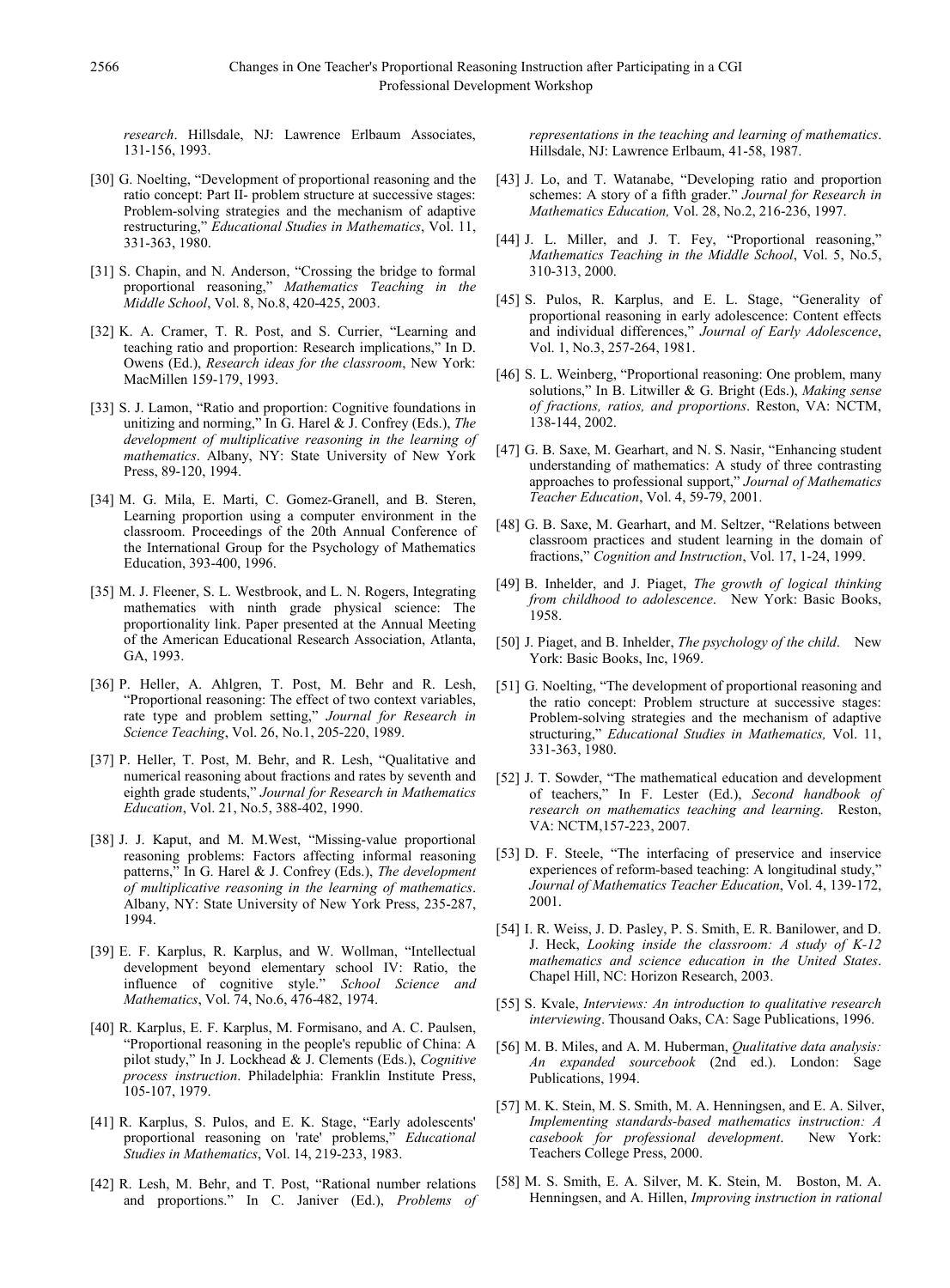*research*. Hillsdale, NJ: Lawrence Erlbaum Associates, 131-156, 1993.

[30] G. Noelting, "Development of proportional reasoning and the ratio concept: Part II- problem structure at successive stages: Problem-solving strategies and the mechanism of adaptive restructuring," *Educational Studies in Mathematics*, Vol. 11, 331-363, 1980.

[31] S. Chapin, and N. Anderson, "Crossing the bridge to formal proportional reasoning," *Mathematics Teaching in the Middle School*, Vol. 8, No.8, 420-425, 2003.

[32] K. A. Cramer, T. R. Post, and S. Currier, "Learning and teaching ratio and proportion: Research implications," In D. Owens (Ed.), *Research ideas for the classroom*, New York: MacMillen 159-179, 1993.

[33] S. J. Lamon, "Ratio and proportion: Cognitive foundations in unitizing and norming," In G. Harel & J. Confrey (Eds.), *The development of multiplicative reasoning in the learning of mathematics*. Albany, NY: State University of New York Press, 89-120, 1994.

[34] M. G. Mila, E. Marti, C. Gomez-Granell, and B. Steren, Learning proportion using a computer environment in the classroom. Proceedings of the 20th Annual Conference of the International Group for the Psychology of Mathematics Education, 393-400, 1996.

[35] M. J. Fleener, S. L. Westbrook, and L. N. Rogers, Integrating mathematics with ninth grade physical science: The proportionality link. Paper presented at the Annual Meeting of the American Educational Research Association, Atlanta, GA, 1993.

[36] P. Heller, A. Ahlgren, T. Post, M. Behr and R. Lesh, "Proportional reasoning: The effect of two context variables, rate type and problem setting," *Journal for Research in Science Teaching*, Vol. 26, No.1, 205-220, 1989.

[37] P. Heller, T. Post, M. Behr, and R. Lesh, "Qualitative and numerical reasoning about fractions and rates by seventh and eighth grade students," *Journal for Research in Mathematics Education*, Vol. 21, No.5, 388-402, 1990.

[38] J. J. Kaput, and M. M.West, "Missing-value proportional reasoning problems: Factors affecting informal reasoning patterns," In G. Harel & J. Confrey (Eds.), *The development of multiplicative reasoning in the learning of mathematics*. Albany, NY: State University of New York Press, 235-287, 1994.

[39] E. F. Karplus, R. Karplus, and W. Wollman, "Intellectual development beyond elementary school IV: Ratio, the influence of cognitive style." *School Science and Mathematics*, Vol. 74, No.6, 476-482, 1974.

[40] R. Karplus, E. F. Karplus, M. Formisano, and A. C. Paulsen, "Proportional reasoning in the people's republic of China: A pilot study," In J. Lockhead & J. Clements (Eds.), *Cognitive process instruction*. Philadelphia: Franklin Institute Press, 105-107, 1979.

[41] R. Karplus, S. Pulos, and E. K. Stage, "Early adolescents' proportional reasoning on 'rate' problems," *Educational Studies in Mathematics*, Vol. 14, 219-233, 1983.

[42] R. Lesh, M. Behr, and T. Post, "Rational number relations and proportions." In C. Janiver (Ed.), *Problems of representations in the teaching and learning of mathematics*. Hillsdale, NJ: Lawrence Erlbaum, 41-58, 1987.

[43] J. Lo, and T. Watanabe, "Developing ratio and proportion schemes: A story of a fifth grader." *Journal for Research in Mathematics Education,* Vol. 28, No.2, 216-236, 1997.

[44] J. L. Miller, and J. T. Fey, "Proportional reasoning," *Mathematics Teaching in the Middle School*, Vol. 5, No.5, 310-313, 2000.

[45] S. Pulos, R. Karplus, and E. L. Stage, "Generality of proportional reasoning in early adolescence: Content effects and individual differences," *Journal of Early Adolescence*, Vol. 1, No.3, 257-264, 1981.

[46] S. L. Weinberg, "Proportional reasoning: One problem, many solutions," In B. Litwiller & G. Bright (Eds.), *Making sense of fractions, ratios, and proportions*. Reston, VA: NCTM, 138-144, 2002.

[47] G. B. Saxe, M. Gearhart, and N. S. Nasir, "Enhancing student understanding of mathematics: A study of three contrasting approaches to professional support," *Journal of Mathematics Teacher Education*, Vol. 4, 59-79, 2001.

[48] G. B. Saxe, M. Gearhart, and M. Seltzer, "Relations between classroom practices and student learning in the domain of fractions," *Cognition and Instruction*, Vol. 17, 1-24, 1999.

[49] B. Inhelder, and J. Piaget, *The growth of logical thinking from childhood to adolescence*. New York: Basic Books, 1958.

[50] J. Piaget, and B. Inhelder, *The psychology of the child*. New York: Basic Books, Inc, 1969.

[51] G. Noelting, "The development of proportional reasoning and the ratio concept: Problem structure at successive stages: Problem-solving strategies and the mechanism of adaptive structuring," *Educational Studies in Mathematics,* Vol. 11, 331-363, 1980.

[52] J. T. Sowder, "The mathematical education and development of teachers," In F. Lester (Ed.), *Second handbook of research on mathematics teaching and learning.* Reston, VA: NCTM,157-223, 2007.

[53] D. F. Steele, "The interfacing of preservice and inservice experiences of reform-based teaching: A longitudinal study," *Journal of Mathematics Teacher Education*, Vol. 4, 139-172, 2001.

[54] I. R. Weiss, J. D. Pasley, P. S. Smith, E. R. Banilower, and D. J. Heck, *Looking inside the classroom: A study of K-12 mathematics and science education in the United States*. Chapel Hill, NC: Horizon Research, 2003.

[55] S. Kvale, *Interviews: An introduction to qualitative research interviewing*. Thousand Oaks, CA: Sage Publications, 1996.

[56] M. B. Miles, and A. M. Huberman, *Qualitative data analysis: An expanded sourcebook* (2nd ed.). London: Sage Publications, 1994.

[57] M. K. Stein, M. S. Smith, M. A. Henningsen, and E. A. Silver, *Implementing standards-based mathematics instruction: A casebook for professional development*. New York: Teachers College Press, 2000.

[58] M. S. Smith, E. A. Silver, M. K. Stein, M. Boston, M. A. Henningsen, and A. Hillen, *Improving instruction in rational*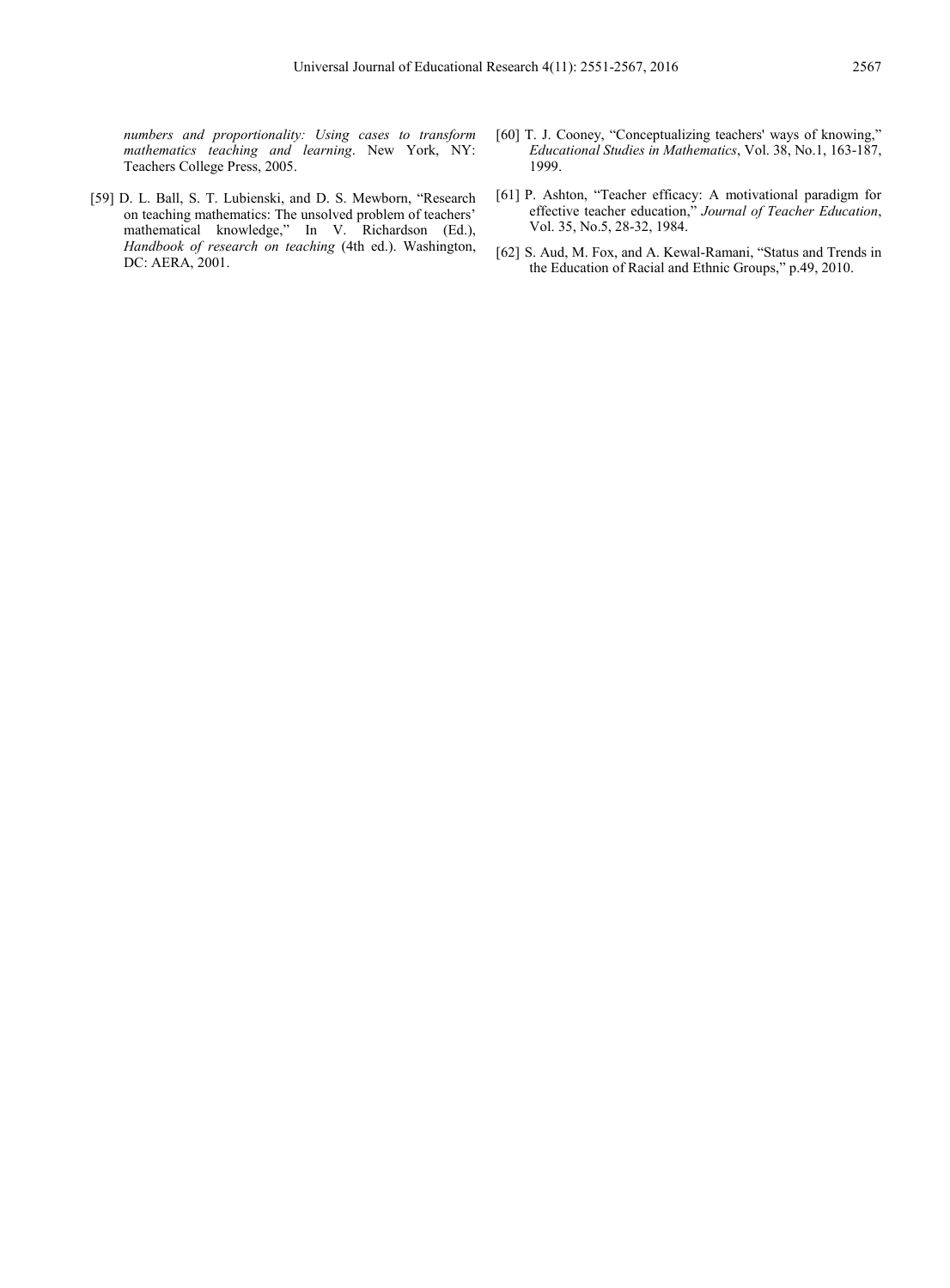*numbers and proportionality: Using cases to transform mathematics teaching and learning*. New York, NY: Teachers College Press, 2005.

[59] D. L. Ball, S. T. Lubienski, and D. S. Mewborn, "Research on teaching mathematics: The unsolved problem of teachers' mathematical knowledge," In V. Richardson (Ed.), *Handbook of research on teaching* (4th ed.). Washington, DC: AERA, 2001.

[60] T. J. Cooney, "Conceptualizing teachers' ways of knowing," *Educational Studies in Mathematics*, Vol. 38, No.1, 163-187, 1999.

[61] P. Ashton, "Teacher efficacy: A motivational paradigm for effective teacher education," *Journal of Teacher Education*, Vol. 35, No.5, 28-32, 1984.

[62] S. Aud, M. Fox, and A. Kewal-Ramani, "Status and Trends in the Education of Racial and Ethnic Groups," p.49, 2010.